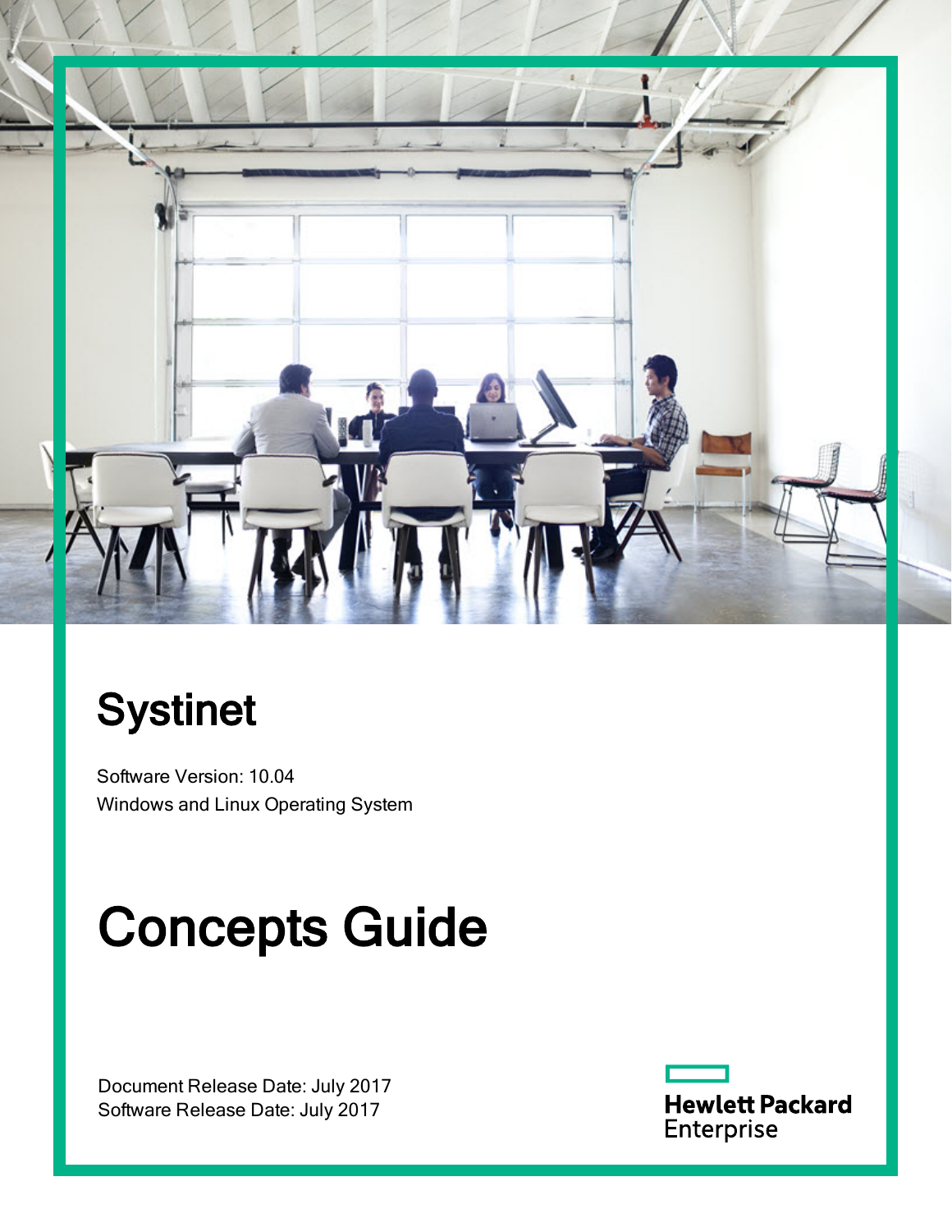# Systinet

Software Version: 10.04

Windows and Linux Operating System

# Concepts Guide

Document Release Date: July 2017

Software Release Date: July 2017

Hewlett Packard Enterprise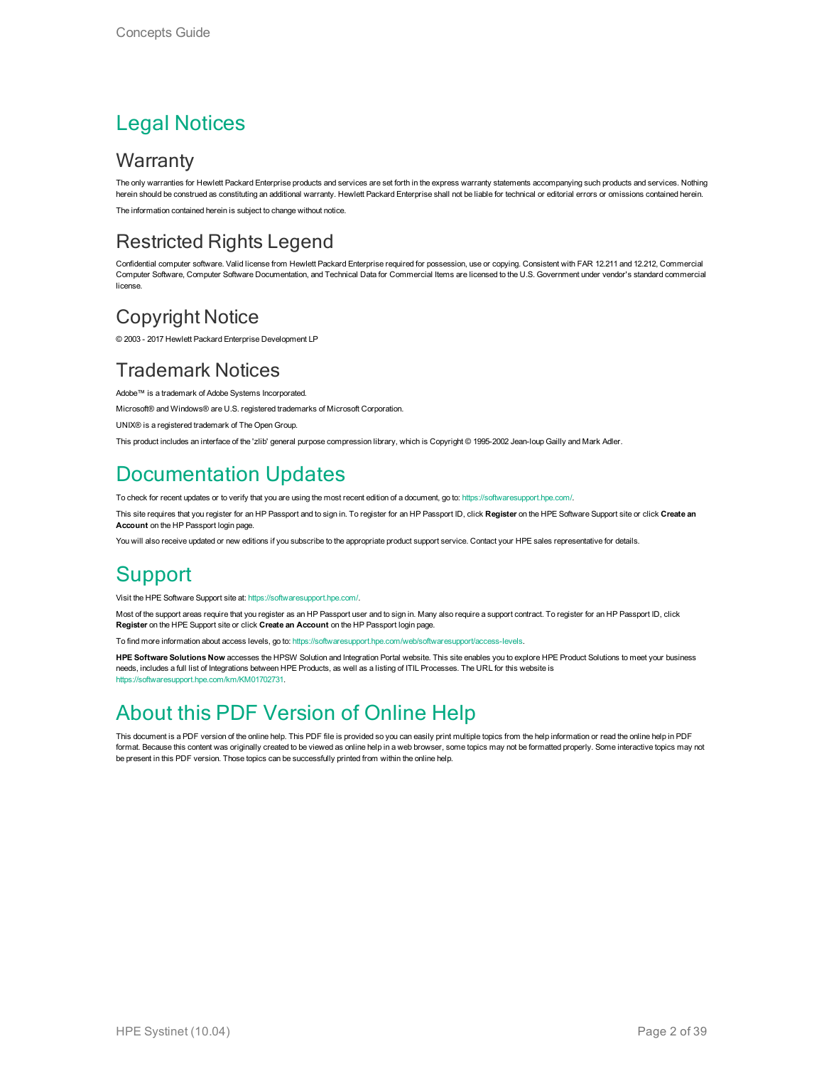# Legal Notices

## Warranty

The only warranties for Hewlett Packard Enterprise products and services are set forth in the express warranty statements accompanying such products and services. Nothing herein should be construed as constituting an additional warranty. Hewlett Packard Enterprise shall not be liable for technical or editorial errors or omissions contained herein.

The information contained herein is subject to change without notice.

## Restricted Rights Legend

Confidential computer software. Valid license from Hewlett Packard Enterprise required for possession, use or copying. Consistent with FAR 12.211 and 12.212, Commercial Computer Software, Computer Software Documentation, and Technical Data for Commercial Items are licensed to the U.S. Government under vendor's standard commercial license.

## Copyright Notice

© 2003 - 2017 Hewlett Packard Enterprise Development LP

## Trademark Notices

Adobe™ is a trademark of Adobe Systems Incorporated.

Microsoft® and Windows® are U.S. registered trademarks of Microsoft Corporation.

UNIX® is a registered trademark of The Open Group.

This product includes an interface of the 'zlib' general purpose compression library, which is Copyright © 1995-2002 Jean-loup Gailly and Mark Adler.

# Documentation Updates

To check for recent updates or to verify that you are using the most recent edition of a document, go to: https://softwaresupport.hpe.com/.

This site requires that you register for an HP Passport and to sign in. To register for an HP Passport ID, click **Register** on the HPE Software Support site or click **Create an Account** on the HP Passport login page.

You will also receive updated or new editions if you subscribe to the appropriate product support service. Contact your HPE sales representative for details.

# Support

Visit the HPE Software Support site at: https://softwaresupport.hpe.com/.

Most of the support areas require that you register as an HP Passport user and to sign in. Many also require a support contract. To register for an HP Passport ID, click **Register** on the HPE Support site or click **Create an Account** on the HP Passport login page.

To find more information about access levels, go to: https://softwaresupport.hpe.com/web/softwaresupport/access-levels.

**HPE Software Solutions Now** accesses the HPSW Solution and Integration Portal website. This site enables you to explore HPE Product Solutions to meet your business needs, includes a full list of Integrations between HPE Products, as well as a listing of ITIL Processes. The URL for this website is https://softwaresupport.hpe.com/km/KM01702731.

# About this PDF Version of Online Help

This document is a PDF version of the online help. This PDF file is provided so you can easily print multiple topics from the help information or read the online help in PDF format. Because this content was originally created to be viewed as online help in a web browser, some topics may not be formatted properly. Some interactive topics may not be present in this PDF version. Those topics can be successfully printed from within the online help.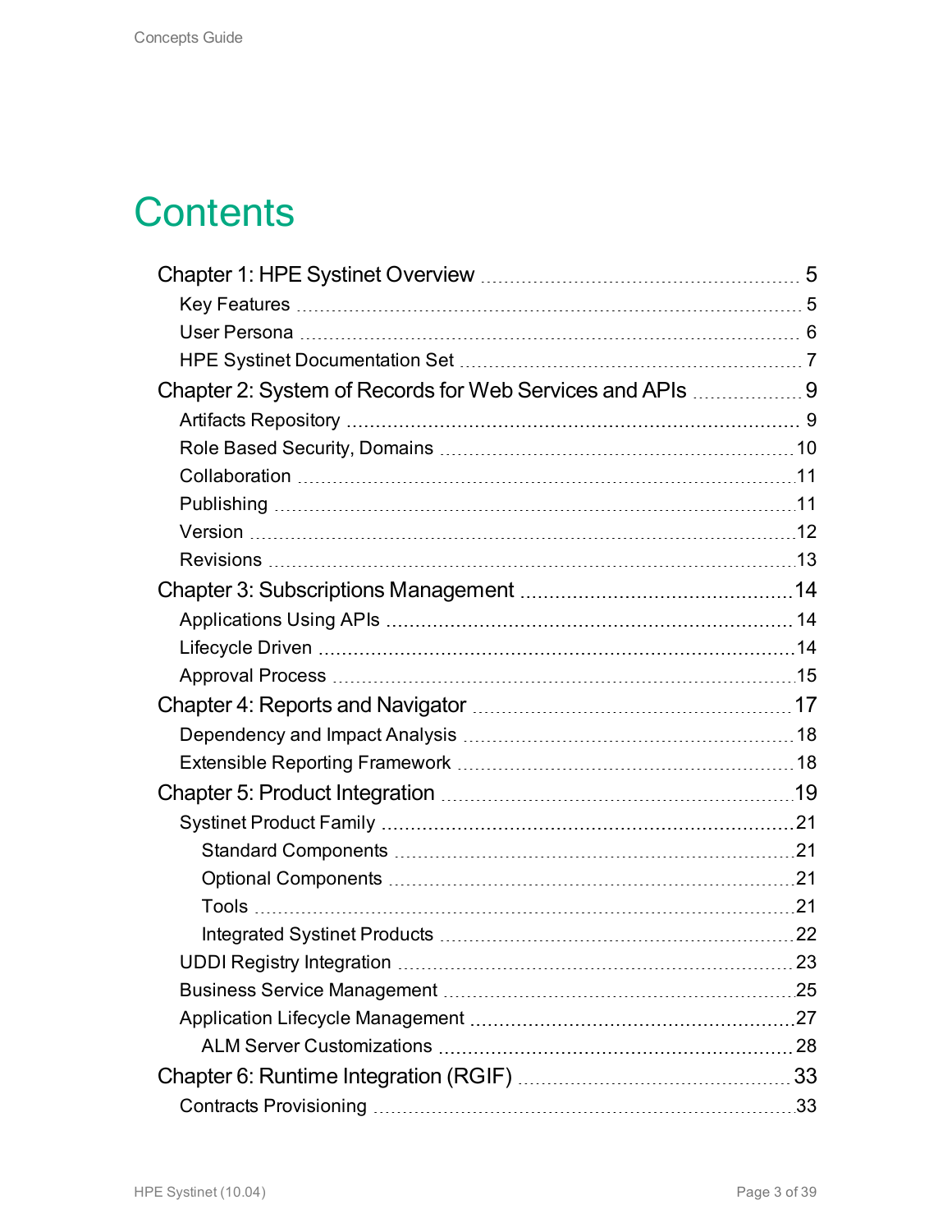# Contents

- Chapter 1: HPE Systinet Overview ..... 5
  - Key Features ..... 5
  - User Persona ..... 6
  - HPE Systinet Documentation Set ..... 7
- Chapter 2: System of Records for Web Services and APIs ..... 9
  - Artifacts Repository ..... 9
  - Role Based Security, Domains ..... 10
  - Collaboration ..... 11
  - Publishing ..... 11
  - Version ..... 12
  - Revisions ..... 13
- Chapter 3: Subscriptions Management ..... 14
  - Applications Using APIs ..... 14
  - Lifecycle Driven ..... 14
  - Approval Process ..... 15
- Chapter 4: Reports and Navigator ..... 17
  - Dependency and Impact Analysis ..... 18
  - Extensible Reporting Framework ..... 18
- Chapter 5: Product Integration ..... 19
  - Systinet Product Family ..... 21
    - Standard Components ..... 21
    - Optional Components ..... 21
    - Tools ..... 21
    - Integrated Systinet Products ..... 22
  - UDDI Registry Integration ..... 23
  - Business Service Management ..... 25
  - Application Lifecycle Management ..... 27
    - ALM Server Customizations ..... 28
- Chapter 6: Runtime Integration (RGIF) ..... 33
  - Contracts Provisioning ..... 33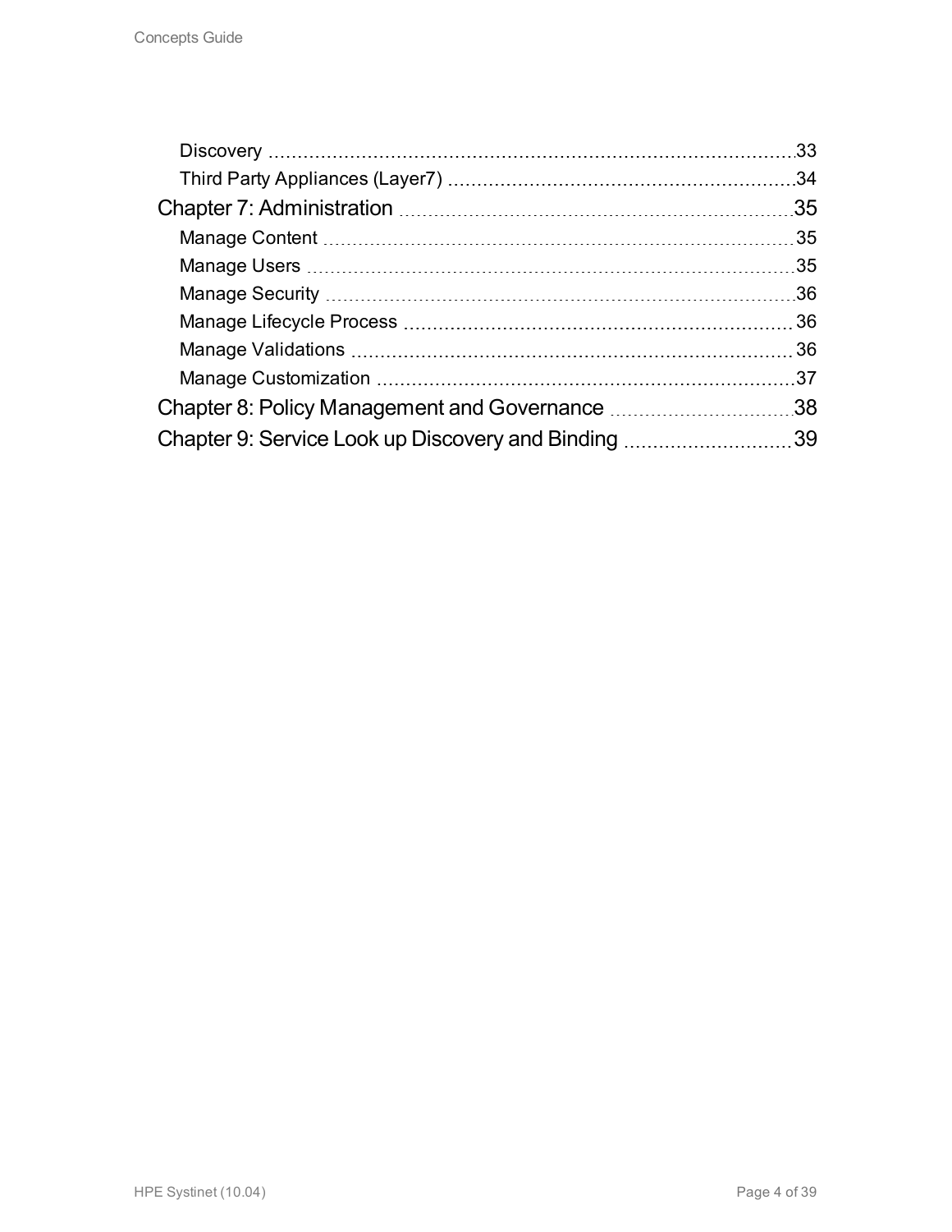- Discovery ... 33
- Third Party Appliances (Layer7) ... 34

Chapter 7: Administration ... 35

- Manage Content ... 35
- Manage Users ... 35
- Manage Security ... 36
- Manage Lifecycle Process ... 36
- Manage Validations ... 36
- Manage Customization ... 37

Chapter 8: Policy Management and Governance ... 38

Chapter 9: Service Look up Discovery and Binding ... 39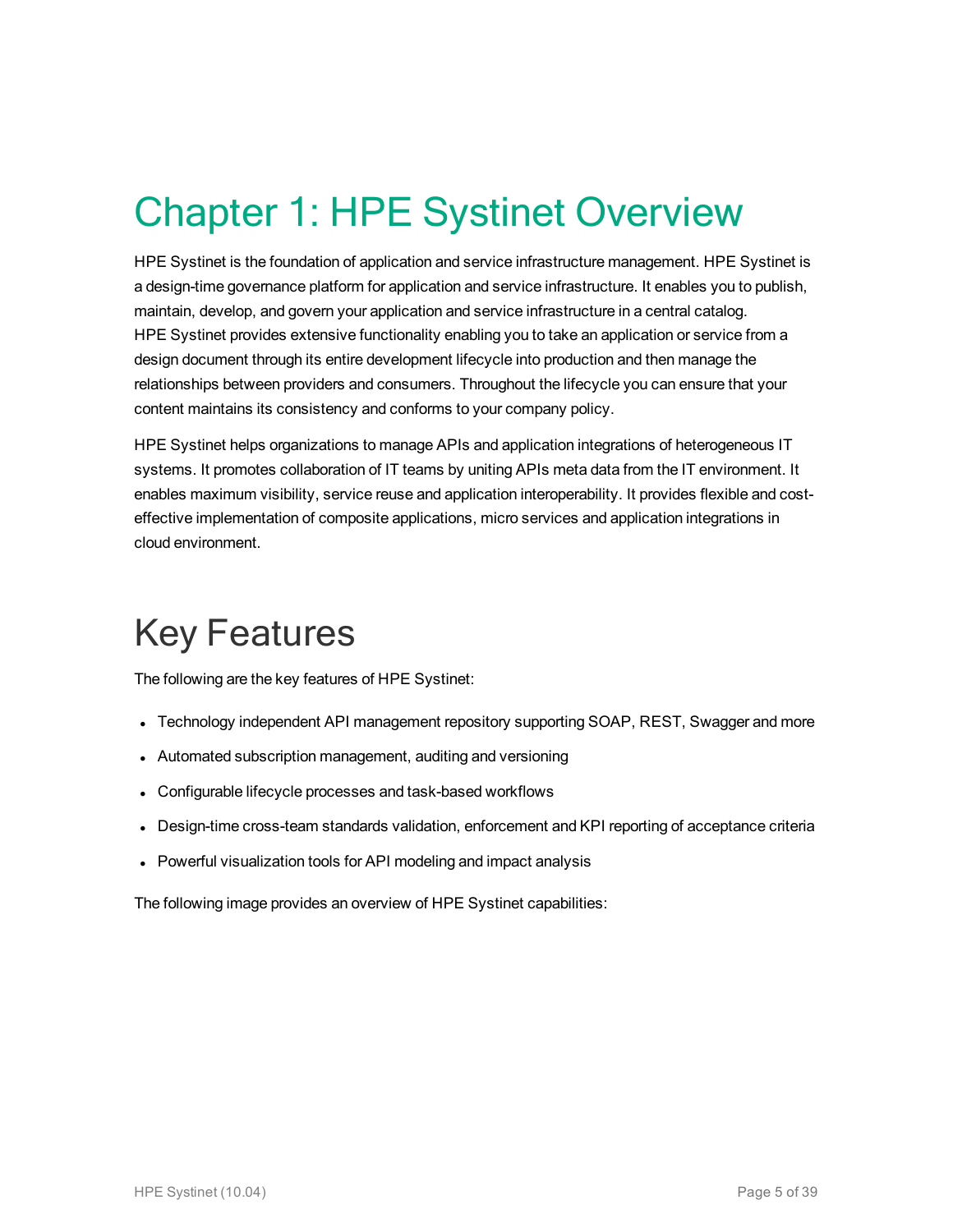# Chapter 1: HPE Systinet Overview

HPE Systinet is the foundation of application and service infrastructure management. HPE Systinet is a design-time governance platform for application and service infrastructure. It enables you to publish, maintain, develop, and govern your application and service infrastructure in a central catalog. HPE Systinet provides extensive functionality enabling you to take an application or service from a design document through its entire development lifecycle into production and then manage the relationships between providers and consumers. Throughout the lifecycle you can ensure that your content maintains its consistency and conforms to your company policy.

HPE Systinet helps organizations to manage APIs and application integrations of heterogeneous IT systems. It promotes collaboration of IT teams by uniting APIs meta data from the IT environment. It enables maximum visibility, service reuse and application interoperability. It provides flexible and cost-effective implementation of composite applications, micro services and application integrations in cloud environment.

## Key Features

The following are the key features of HPE Systinet:

- Technology independent API management repository supporting SOAP, REST, Swagger and more
- Automated subscription management, auditing and versioning
- Configurable lifecycle processes and task-based workflows
- Design-time cross-team standards validation, enforcement and KPI reporting of acceptance criteria
- Powerful visualization tools for API modeling and impact analysis

The following image provides an overview of HPE Systinet capabilities: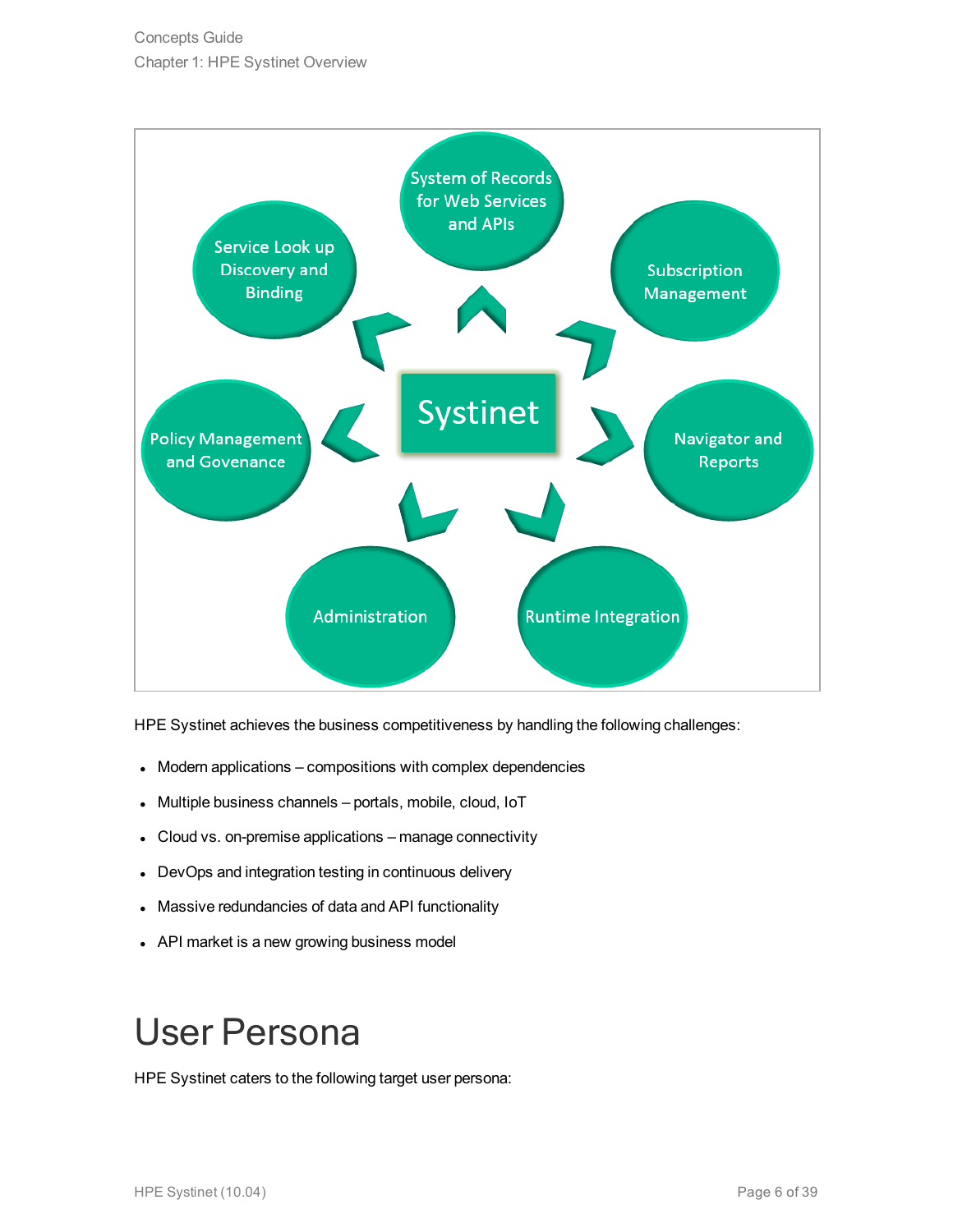HPE Systinet achieves the business competitiveness by handling the following challenges:

- Modern applications – compositions with complex dependencies
- Multiple business channels – portals, mobile, cloud, IoT
- Cloud vs. on-premise applications – manage connectivity
- DevOps and integration testing in continuous delivery
- Massive redundancies of data and API functionality
- API market is a new growing business model

# User Persona

HPE Systinet caters to the following target user persona: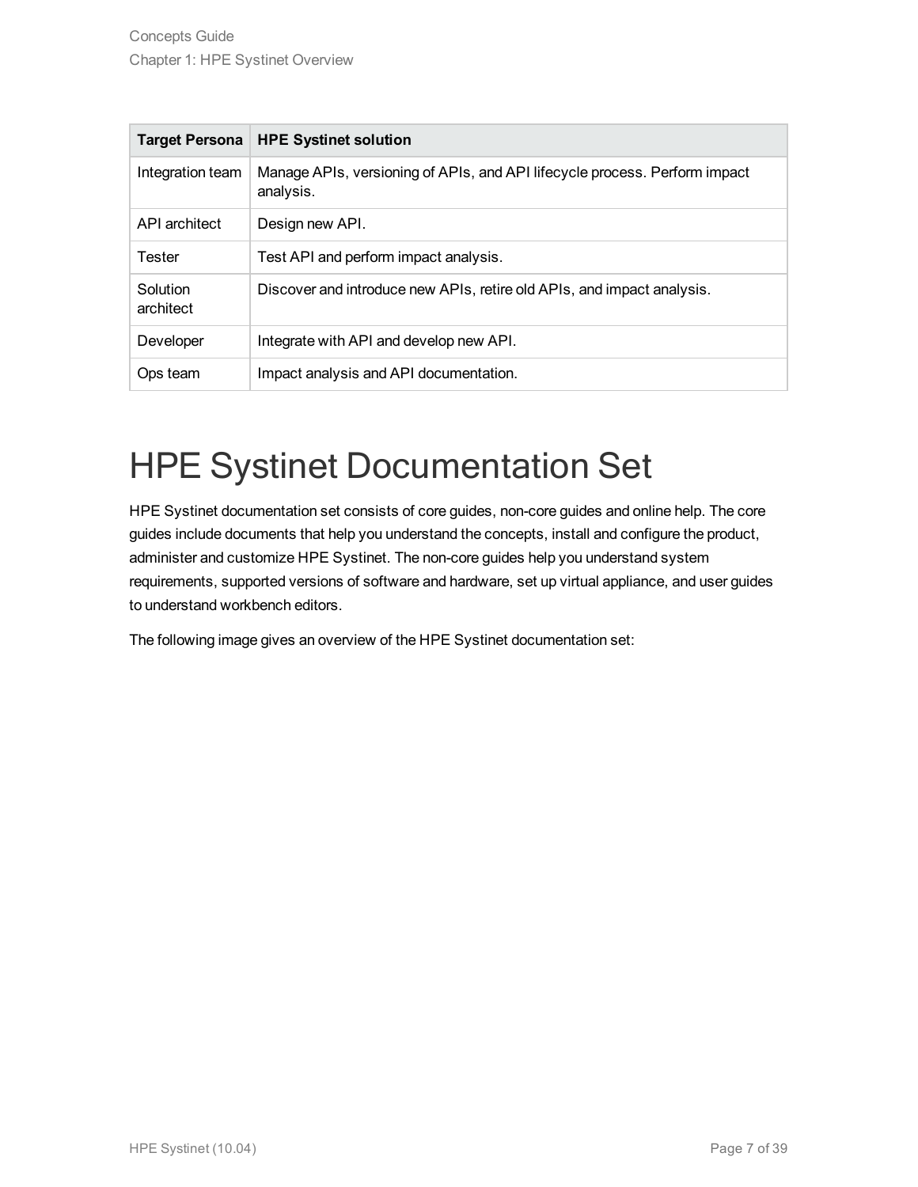| Target Persona | HPE Systinet solution |
| --- | --- |
| Integration team | Manage APIs, versioning of APIs, and API lifecycle process. Perform impact analysis. |
| API architect | Design new API. |
| Tester | Test API and perform impact analysis. |
| Solution architect | Discover and introduce new APIs, retire old APIs, and impact analysis. |
| Developer | Integrate with API and develop new API. |
| Ops team | Impact analysis and API documentation. |

# HPE Systinet Documentation Set

HPE Systinet documentation set consists of core guides, non-core guides and online help. The core guides include documents that help you understand the concepts, install and configure the product, administer and customize HPE Systinet. The non-core guides help you understand system requirements, supported versions of software and hardware, set up virtual appliance, and user guides to understand workbench editors.

The following image gives an overview of the HPE Systinet documentation set: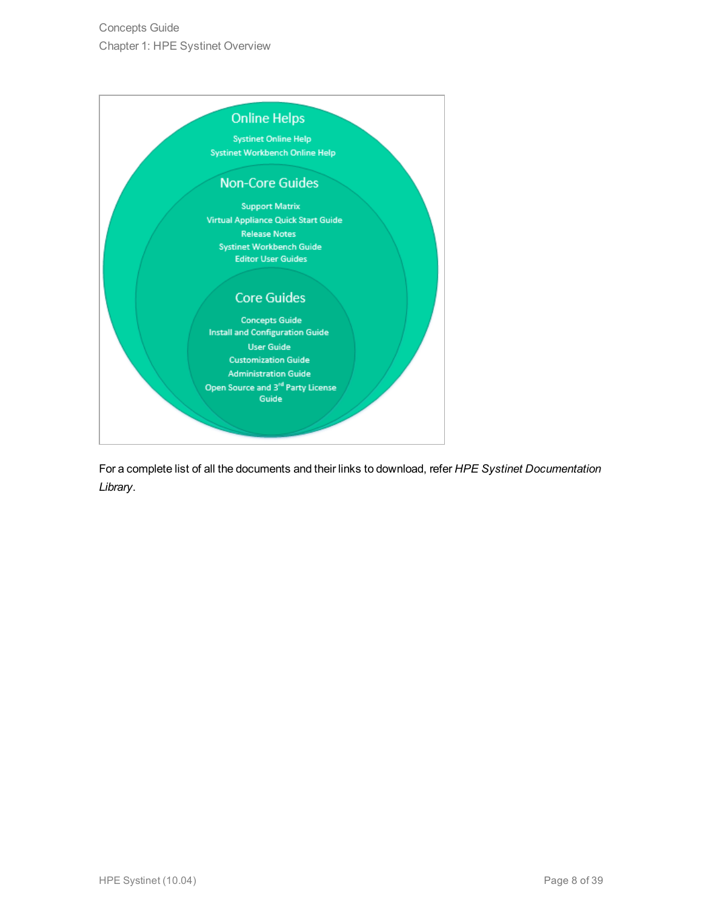Online Helps

Systinet Online Help
Systinet Workbench Online Help

Non-Core Guides

Support Matrix
Virtual Appliance Quick Start Guide
Release Notes
Systinet Workbench Guide
Editor User Guides

Core Guides

Concepts Guide
Install and Configuration Guide
User Guide
Customization Guide
Administration Guide
Open Source and 3rd Party License Guide

For a complete list of all the documents and their links to download, refer *HPE Systinet Documentation Library*.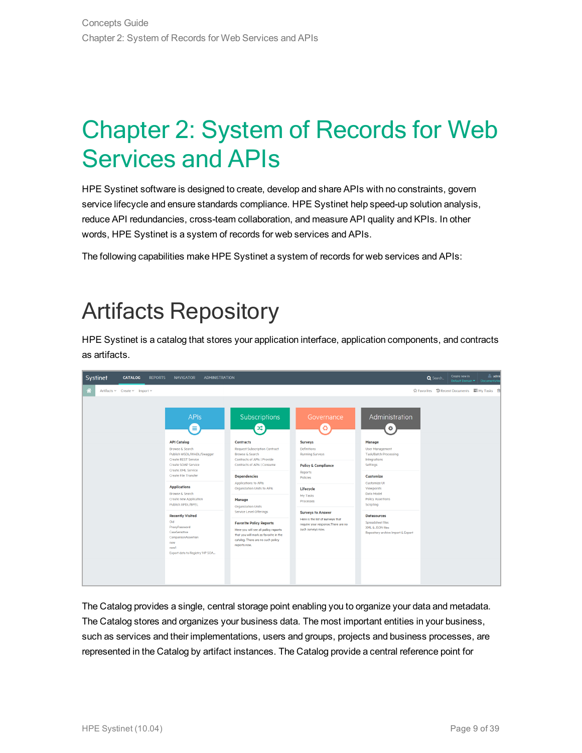# Chapter 2: System of Records for Web Services and APIs

HPE Systinet software is designed to create, develop and share APIs with no constraints, govern service lifecycle and ensure standards compliance. HPE Systinet help speed-up solution analysis, reduce API redundancies, cross-team collaboration, and measure API quality and KPIs. In other words, HPE Systinet is a system of records for web services and APIs.

The following capabilities make HPE Systinet a system of records for web services and APIs:

## Artifacts Repository

HPE Systinet is a catalog that stores your application interface, application components, and contracts as artifacts.

The Catalog provides a single, central storage point enabling you to organize your data and metadata. The Catalog stores and organizes your business data. The most important entities in your business, such as services and their implementations, users and groups, projects and business processes, are represented in the Catalog by artifact instances. The Catalog provide a central reference point for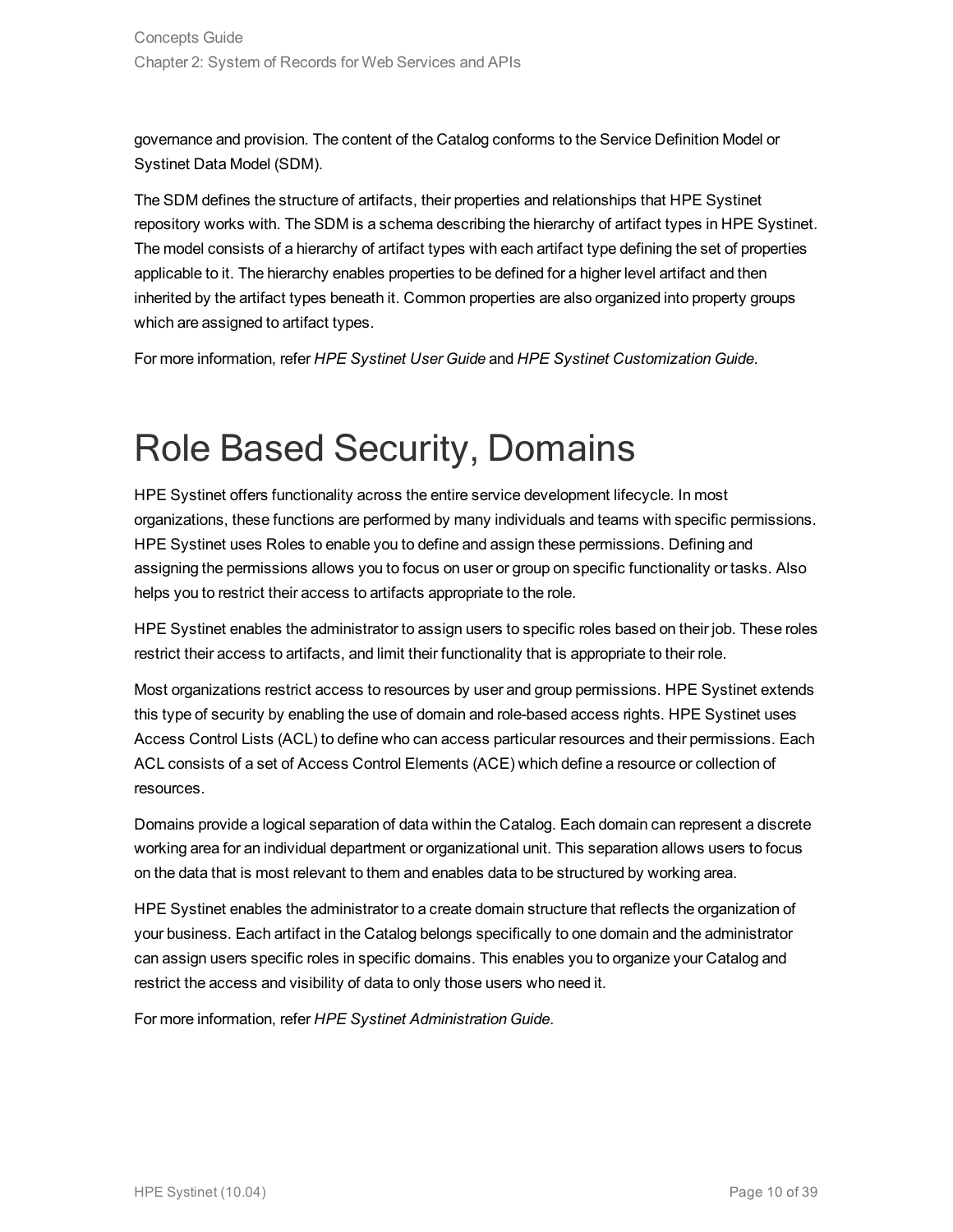governance and provision. The content of the Catalog conforms to the Service Definition Model or Systinet Data Model (SDM).

The SDM defines the structure of artifacts, their properties and relationships that HPE Systinet repository works with. The SDM is a schema describing the hierarchy of artifact types in HPE Systinet. The model consists of a hierarchy of artifact types with each artifact type defining the set of properties applicable to it. The hierarchy enables properties to be defined for a higher level artifact and then inherited by the artifact types beneath it. Common properties are also organized into property groups which are assigned to artifact types.

For more information, refer *HPE Systinet User Guide* and *HPE Systinet Customization Guide*.

# Role Based Security, Domains

HPE Systinet offers functionality across the entire service development lifecycle. In most organizations, these functions are performed by many individuals and teams with specific permissions. HPE Systinet uses Roles to enable you to define and assign these permissions. Defining and assigning the permissions allows you to focus on user or group on specific functionality or tasks. Also helps you to restrict their access to artifacts appropriate to the role.

HPE Systinet enables the administrator to assign users to specific roles based on their job. These roles restrict their access to artifacts, and limit their functionality that is appropriate to their role.

Most organizations restrict access to resources by user and group permissions. HPE Systinet extends this type of security by enabling the use of domain and role-based access rights. HPE Systinet uses Access Control Lists (ACL) to define who can access particular resources and their permissions. Each ACL consists of a set of Access Control Elements (ACE) which define a resource or collection of resources.

Domains provide a logical separation of data within the Catalog. Each domain can represent a discrete working area for an individual department or organizational unit. This separation allows users to focus on the data that is most relevant to them and enables data to be structured by working area.

HPE Systinet enables the administrator to a create domain structure that reflects the organization of your business. Each artifact in the Catalog belongs specifically to one domain and the administrator can assign users specific roles in specific domains. This enables you to organize your Catalog and restrict the access and visibility of data to only those users who need it.

For more information, refer *HPE Systinet Administration Guide*.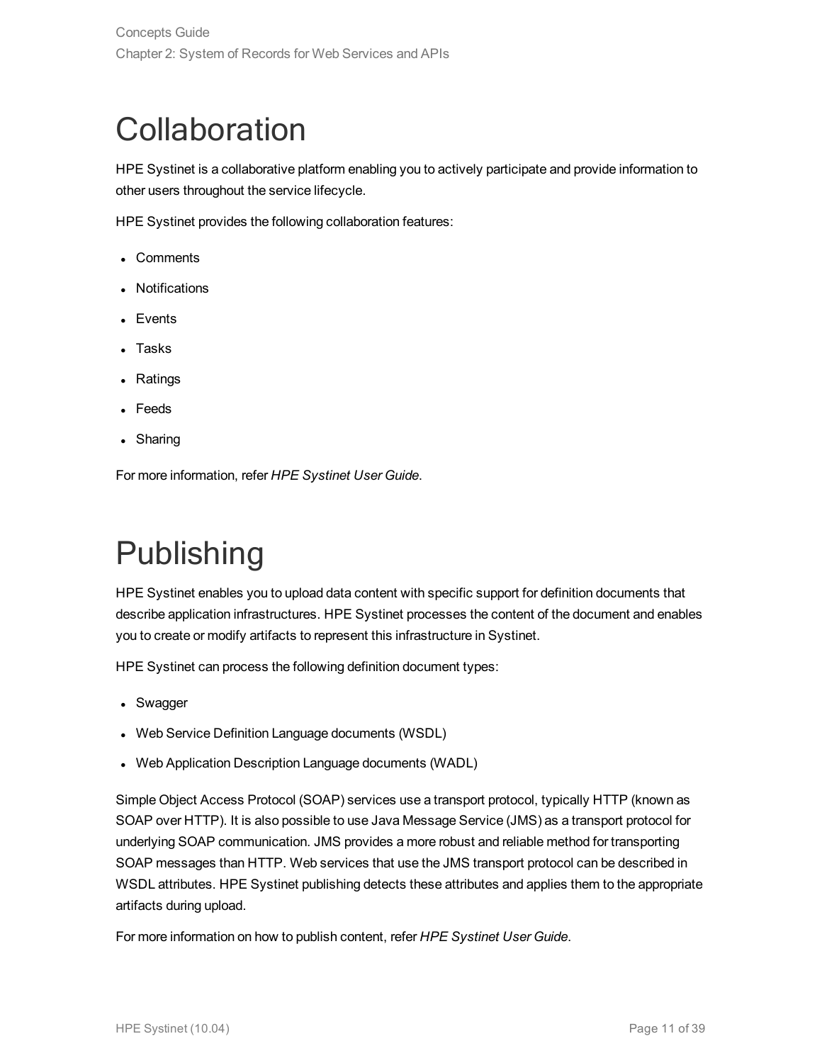# Collaboration

HPE Systinet is a collaborative platform enabling you to actively participate and provide information to other users throughout the service lifecycle.

HPE Systinet provides the following collaboration features:

- Comments
- Notifications
- Events
- Tasks
- Ratings
- Feeds
- Sharing

For more information, refer *HPE Systinet User Guide*.

# Publishing

HPE Systinet enables you to upload data content with specific support for definition documents that describe application infrastructures. HPE Systinet processes the content of the document and enables you to create or modify artifacts to represent this infrastructure in Systinet.

HPE Systinet can process the following definition document types:

- Swagger
- Web Service Definition Language documents (WSDL)
- Web Application Description Language documents (WADL)

Simple Object Access Protocol (SOAP) services use a transport protocol, typically HTTP (known as SOAP over HTTP). It is also possible to use Java Message Service (JMS) as a transport protocol for underlying SOAP communication. JMS provides a more robust and reliable method for transporting SOAP messages than HTTP. Web services that use the JMS transport protocol can be described in WSDL attributes. HPE Systinet publishing detects these attributes and applies them to the appropriate artifacts during upload.

For more information on how to publish content, refer *HPE Systinet User Guide*.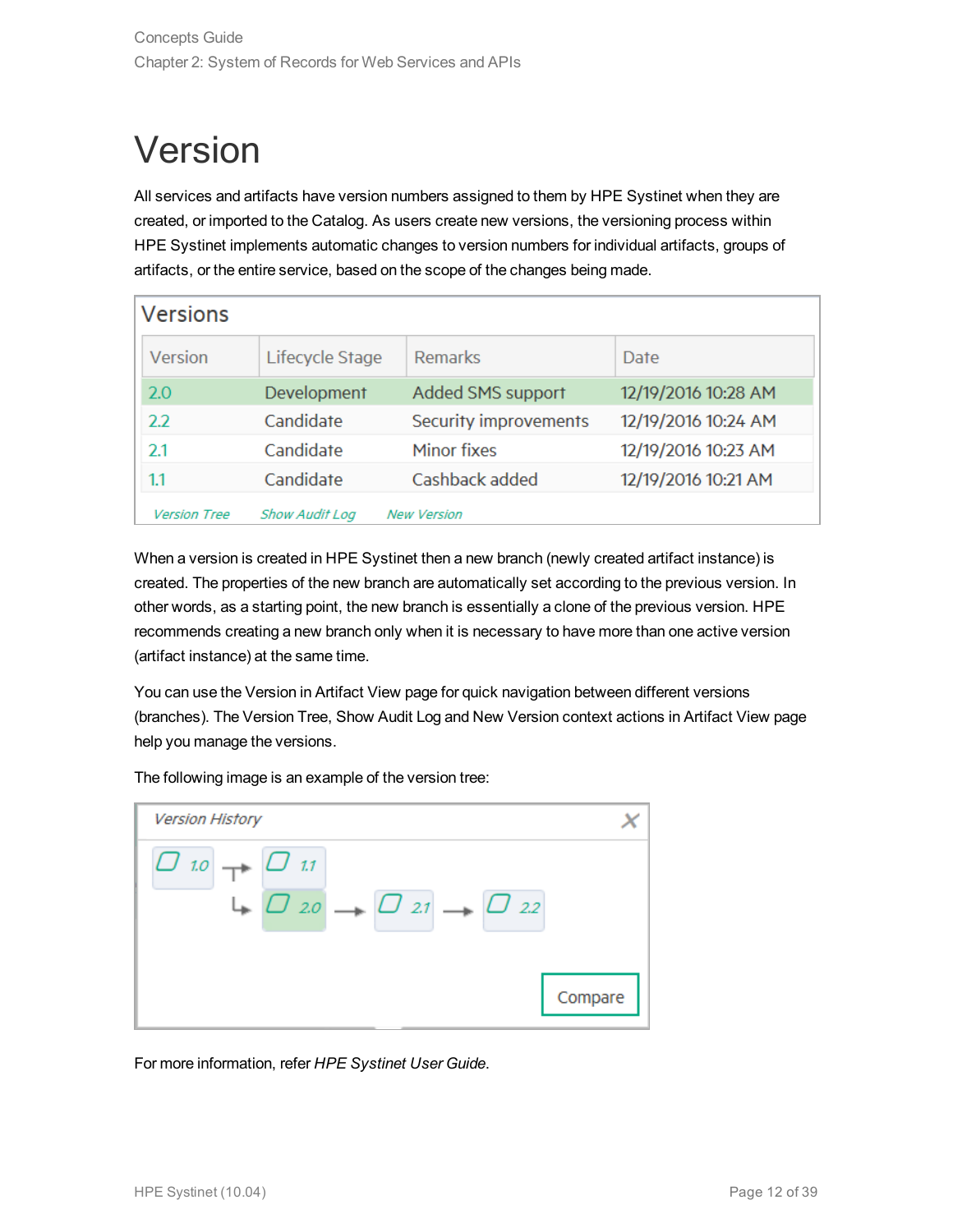# Version

All services and artifacts have version numbers assigned to them by HPE Systinet when they are created, or imported to the Catalog. As users create new versions, the versioning process within HPE Systinet implements automatic changes to version numbers for individual artifacts, groups of artifacts, or the entire service, based on the scope of the changes being made.

**Versions**

| Version | Lifecycle Stage | Remarks | Date |
|---|---|---|---|
| 2.0 | Development | Added SMS support | 12/19/2016 10:28 AM |
| 2.2 | Candidate | Security improvements | 12/19/2016 10:24 AM |
| 2.1 | Candidate | Minor fixes | 12/19/2016 10:23 AM |
| 1.1 | Candidate | Cashback added | 12/19/2016 10:21 AM |

*Version Tree* *Show Audit Log* *New Version*

When a version is created in HPE Systinet then a new branch (newly created artifact instance) is created. The properties of the new branch are automatically set according to the previous version. In other words, as a starting point, the new branch is essentially a clone of the previous version. HPE recommends creating a new branch only when it is necessary to have more than one active version (artifact instance) at the same time.

You can use the Version in Artifact View page for quick navigation between different versions (branches). The Version Tree, Show Audit Log and New Version context actions in Artifact View page help you manage the versions.

The following image is an example of the version tree:

*Version History*

1.0 → 1.1
1.0 → 2.0 → 2.1 → 2.2

Compare

For more information, refer *HPE Systinet User Guide*.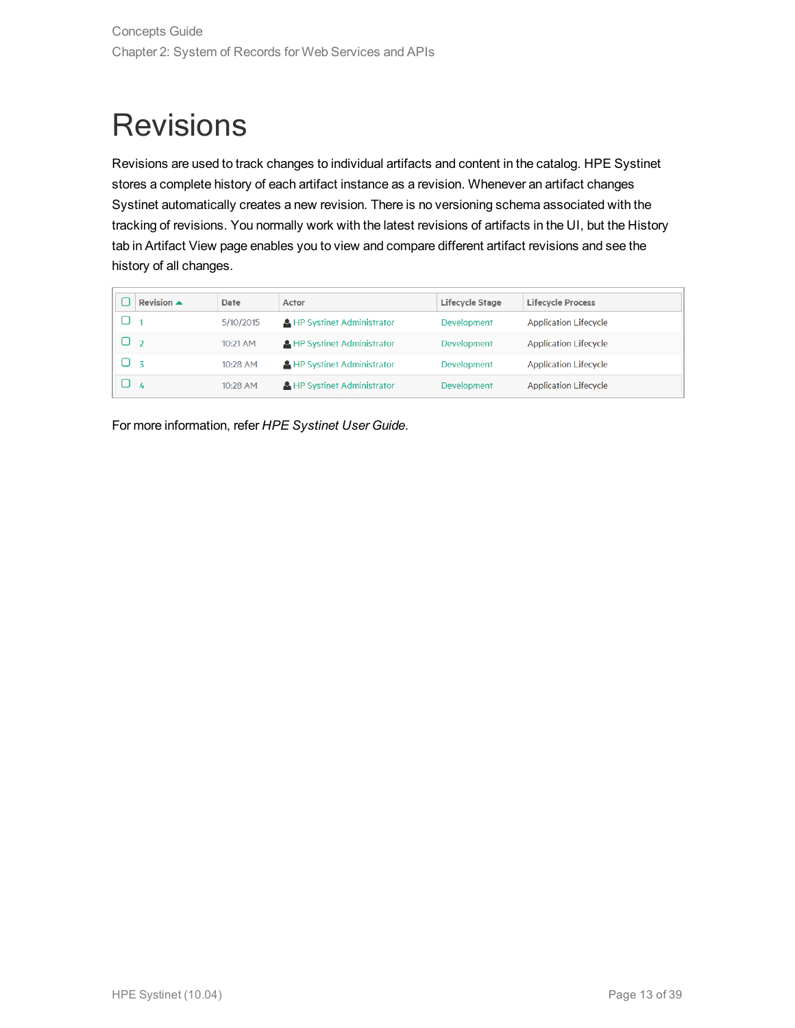# Revisions

Revisions are used to track changes to individual artifacts and content in the catalog. HPE Systinet stores a complete history of each artifact instance as a revision. Whenever an artifact changes Systinet automatically creates a new revision. There is no versioning schema associated with the tracking of revisions. You normally work with the latest revisions of artifacts in the UI, but the History tab in Artifact View page enables you to view and compare different artifact revisions and see the history of all changes.

| Revision | Date | Actor | Lifecycle Stage | Lifecycle Process |
|---|---|---|---|---|
| 1 | 5/10/2015 | HP Systinet Administrator | Development | Application Lifecycle |
| 2 | 10:21 AM | HP Systinet Administrator | Development | Application Lifecycle |
| 3 | 10:28 AM | HP Systinet Administrator | Development | Application Lifecycle |
| 4 | 10:28 AM | HP Systinet Administrator | Development | Application Lifecycle |

For more information, refer *HPE Systinet User Guide*.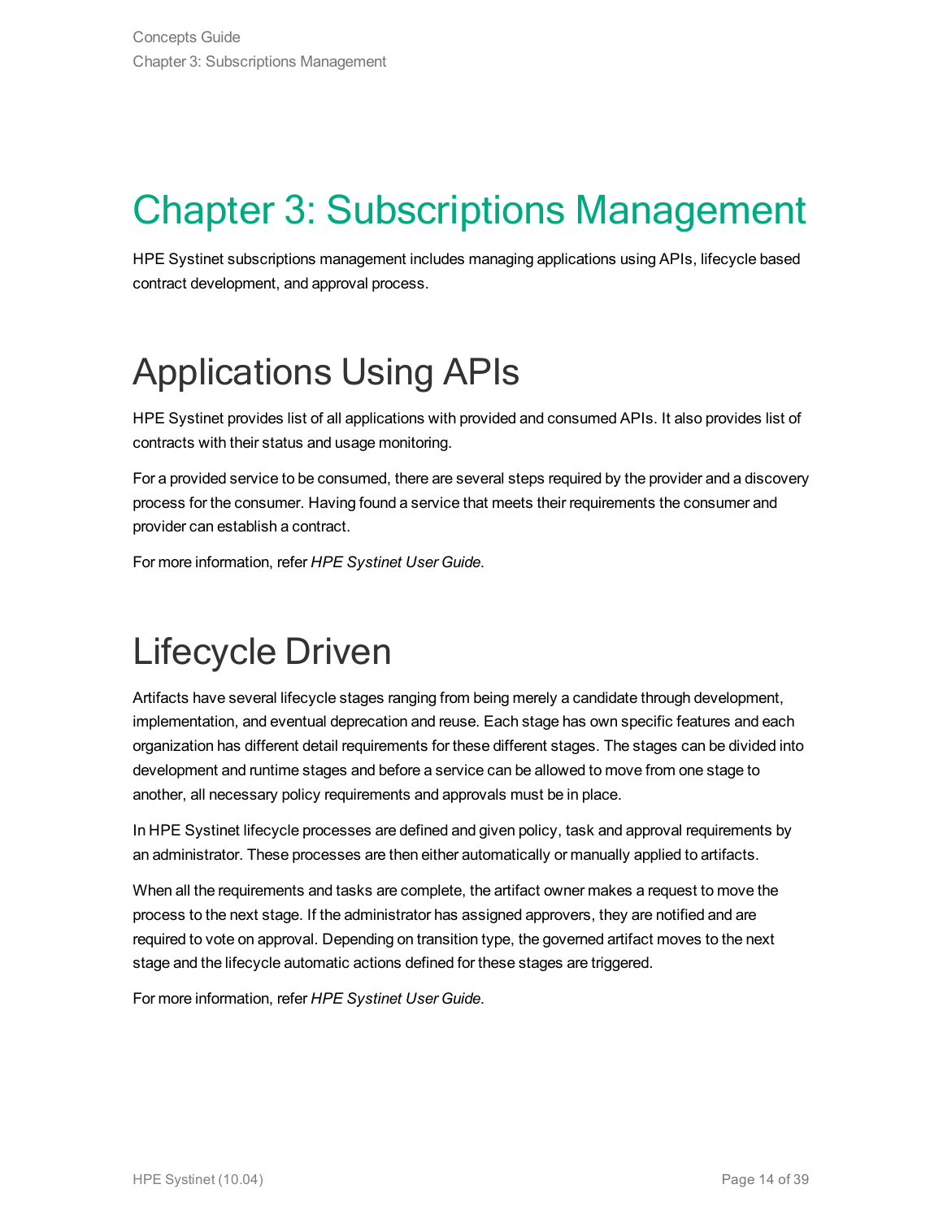# Chapter 3: Subscriptions Management

HPE Systinet subscriptions management includes managing applications using APIs, lifecycle based contract development, and approval process.

## Applications Using APIs

HPE Systinet provides list of all applications with provided and consumed APIs. It also provides list of contracts with their status and usage monitoring.

For a provided service to be consumed, there are several steps required by the provider and a discovery process for the consumer. Having found a service that meets their requirements the consumer and provider can establish a contract.

For more information, refer *HPE Systinet User Guide*.

## Lifecycle Driven

Artifacts have several lifecycle stages ranging from being merely a candidate through development, implementation, and eventual deprecation and reuse. Each stage has own specific features and each organization has different detail requirements for these different stages. The stages can be divided into development and runtime stages and before a service can be allowed to move from one stage to another, all necessary policy requirements and approvals must be in place.

In HPE Systinet lifecycle processes are defined and given policy, task and approval requirements by an administrator. These processes are then either automatically or manually applied to artifacts.

When all the requirements and tasks are complete, the artifact owner makes a request to move the process to the next stage. If the administrator has assigned approvers, they are notified and are required to vote on approval. Depending on transition type, the governed artifact moves to the next stage and the lifecycle automatic actions defined for these stages are triggered.

For more information, refer *HPE Systinet User Guide*.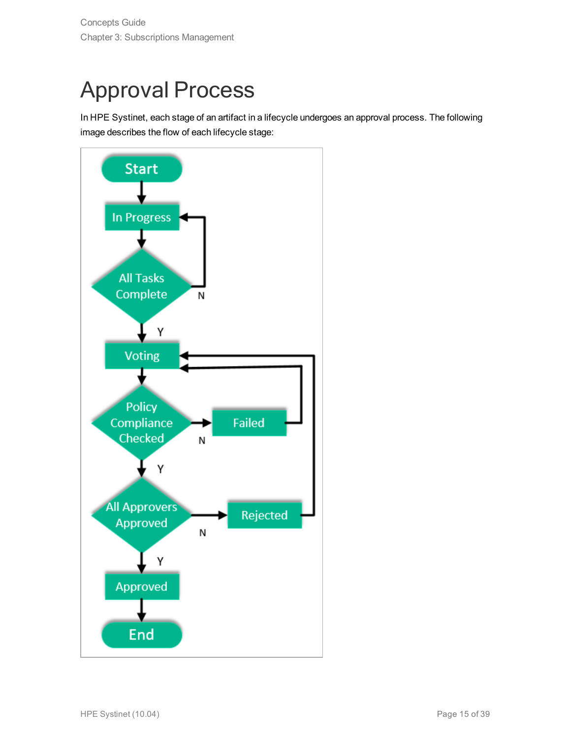# Approval Process

In HPE Systinet, each stage of an artifact in a lifecycle undergoes an approval process. The following image describes the flow of each lifecycle stage: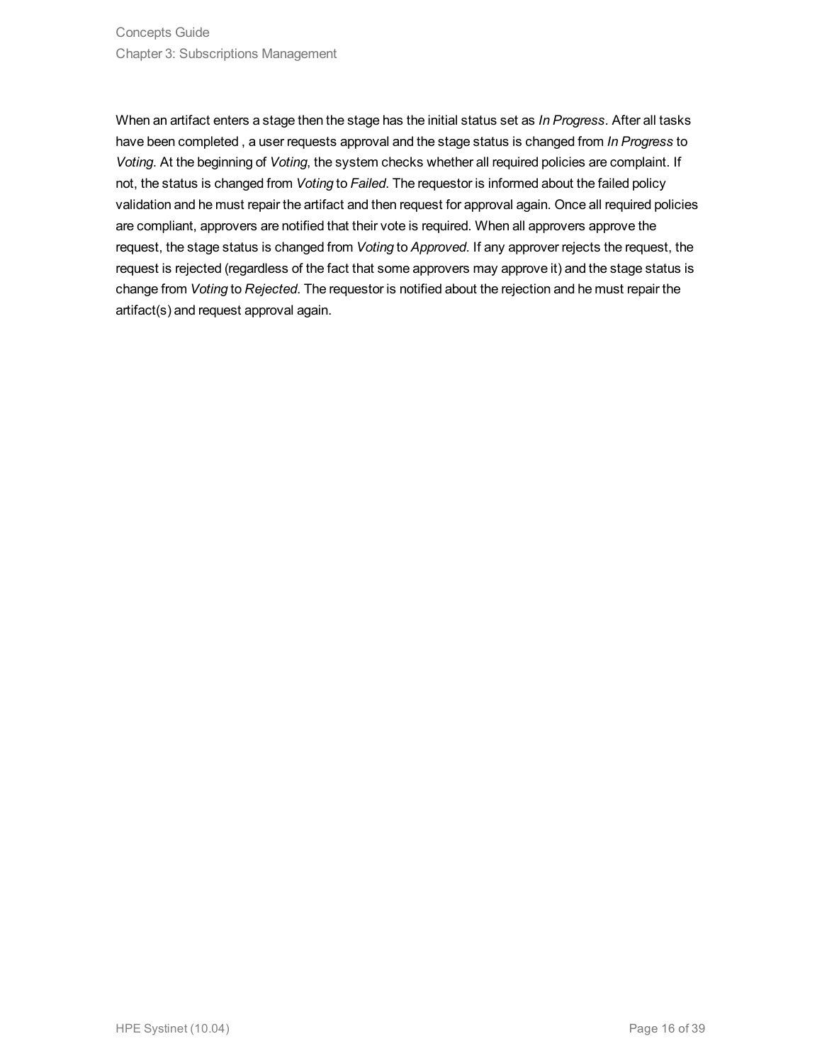When an artifact enters a stage then the stage has the initial status set as *In Progress*. After all tasks have been completed , a user requests approval and the stage status is changed from *In Progress* to *Voting*. At the beginning of *Voting*, the system checks whether all required policies are complaint. If not, the status is changed from *Voting* to *Failed*. The requestor is informed about the failed policy validation and he must repair the artifact and then request for approval again. Once all required policies are compliant, approvers are notified that their vote is required. When all approvers approve the request, the stage status is changed from *Voting* to *Approved*. If any approver rejects the request, the request is rejected (regardless of the fact that some approvers may approve it) and the stage status is change from *Voting* to *Rejected*. The requestor is notified about the rejection and he must repair the artifact(s) and request approval again.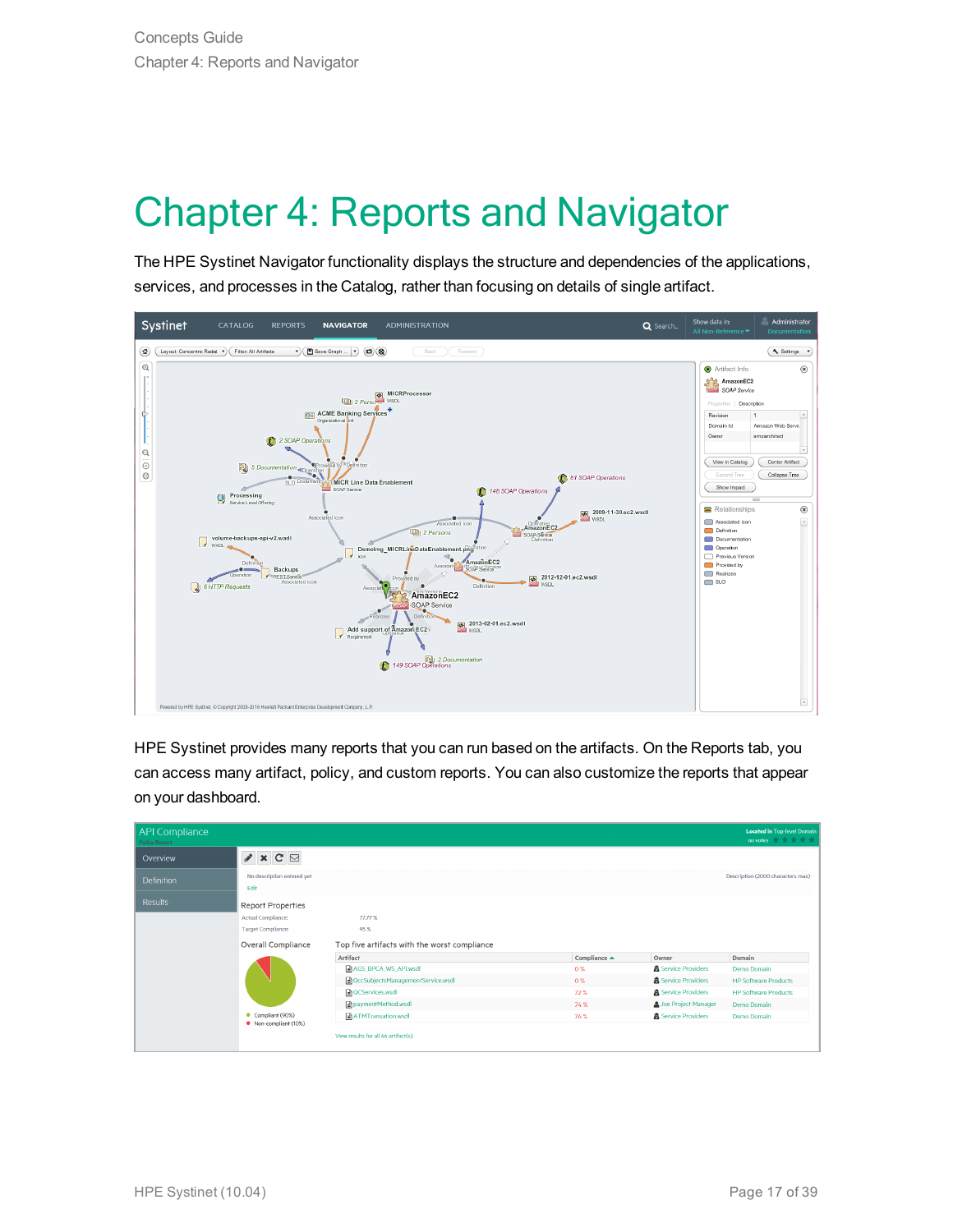# Chapter 4: Reports and Navigator

The HPE Systinet Navigator functionality displays the structure and dependencies of the applications, services, and processes in the Catalog, rather than focusing on details of single artifact.

HPE Systinet provides many reports that you can run based on the artifacts. On the Reports tab, you can access many artifact, policy, and custom reports. You can also customize the reports that appear on your dashboard.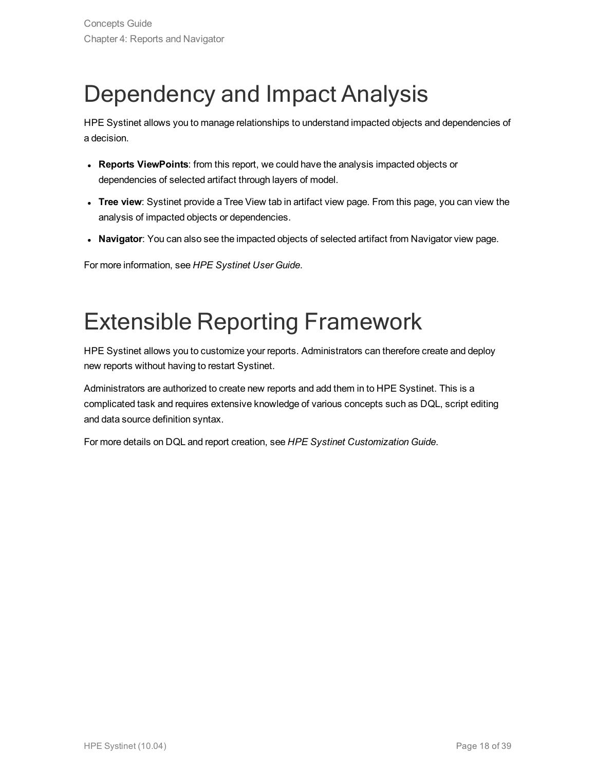# Dependency and Impact Analysis

HPE Systinet allows you to manage relationships to understand impacted objects and dependencies of a decision.

- **Reports ViewPoints**: from this report, we could have the analysis impacted objects or dependencies of selected artifact through layers of model.
- **Tree view**: Systinet provide a Tree View tab in artifact view page. From this page, you can view the analysis of impacted objects or dependencies.
- **Navigator**: You can also see the impacted objects of selected artifact from Navigator view page.

For more information, see *HPE Systinet User Guide*.

# Extensible Reporting Framework

HPE Systinet allows you to customize your reports. Administrators can therefore create and deploy new reports without having to restart Systinet.

Administrators are authorized to create new reports and add them in to HPE Systinet. This is a complicated task and requires extensive knowledge of various concepts such as DQL, script editing and data source definition syntax.

For more details on DQL and report creation, see *HPE Systinet Customization Guide*.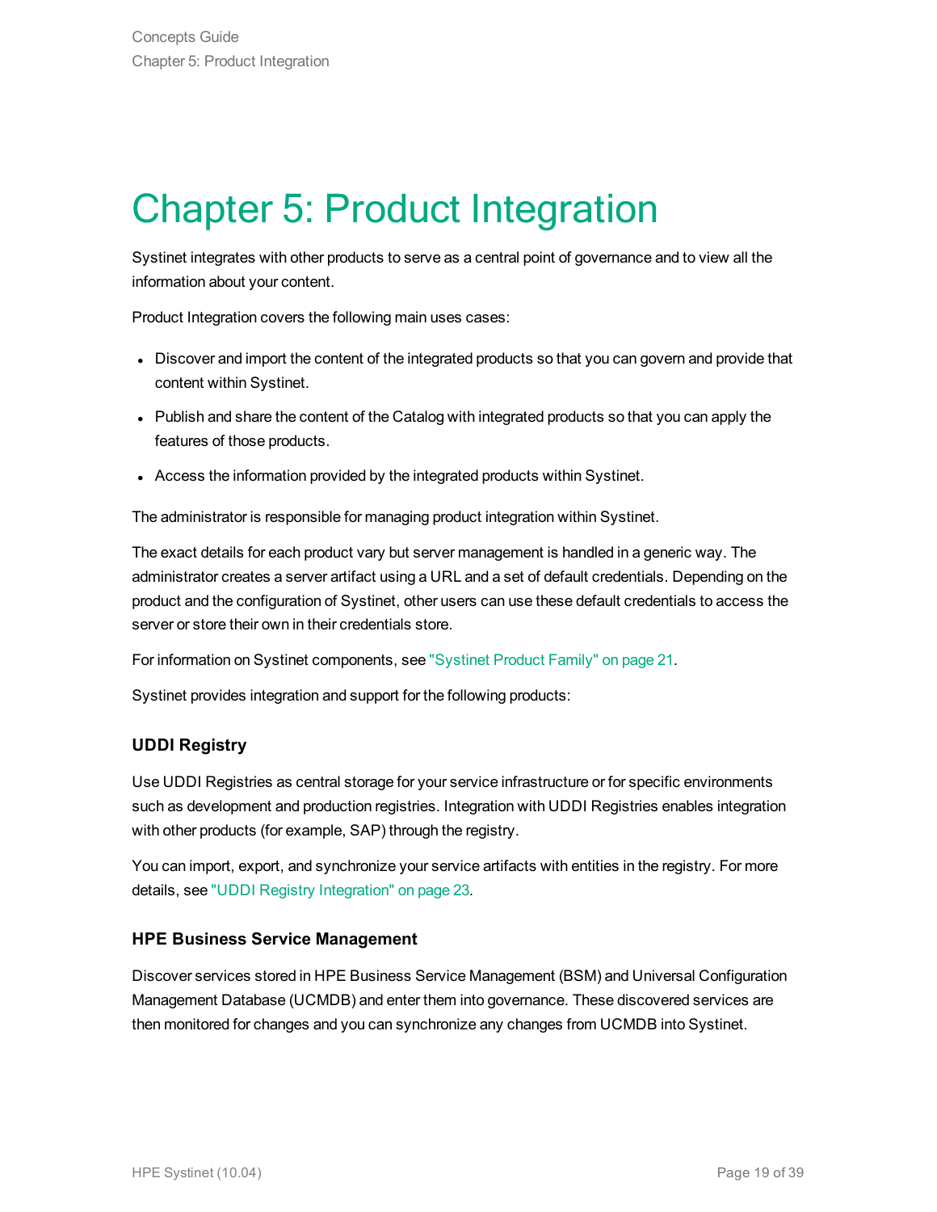# Chapter 5: Product Integration

Systinet integrates with other products to serve as a central point of governance and to view all the information about your content.

Product Integration covers the following main uses cases:

- Discover and import the content of the integrated products so that you can govern and provide that content within Systinet.
- Publish and share the content of the Catalog with integrated products so that you can apply the features of those products.
- Access the information provided by the integrated products within Systinet.

The administrator is responsible for managing product integration within Systinet.

The exact details for each product vary but server management is handled in a generic way. The administrator creates a server artifact using a URL and a set of default credentials. Depending on the product and the configuration of Systinet, other users can use these default credentials to access the server or store their own in their credentials store.

For information on Systinet components, see "Systinet Product Family" on page 21.

Systinet provides integration and support for the following products:

### UDDI Registry

Use UDDI Registries as central storage for your service infrastructure or for specific environments such as development and production registries. Integration with UDDI Registries enables integration with other products (for example, SAP) through the registry.

You can import, export, and synchronize your service artifacts with entities in the registry. For more details, see "UDDI Registry Integration" on page 23.

### HPE Business Service Management

Discover services stored in HPE Business Service Management (BSM) and Universal Configuration Management Database (UCMDB) and enter them into governance. These discovered services are then monitored for changes and you can synchronize any changes from UCMDB into Systinet.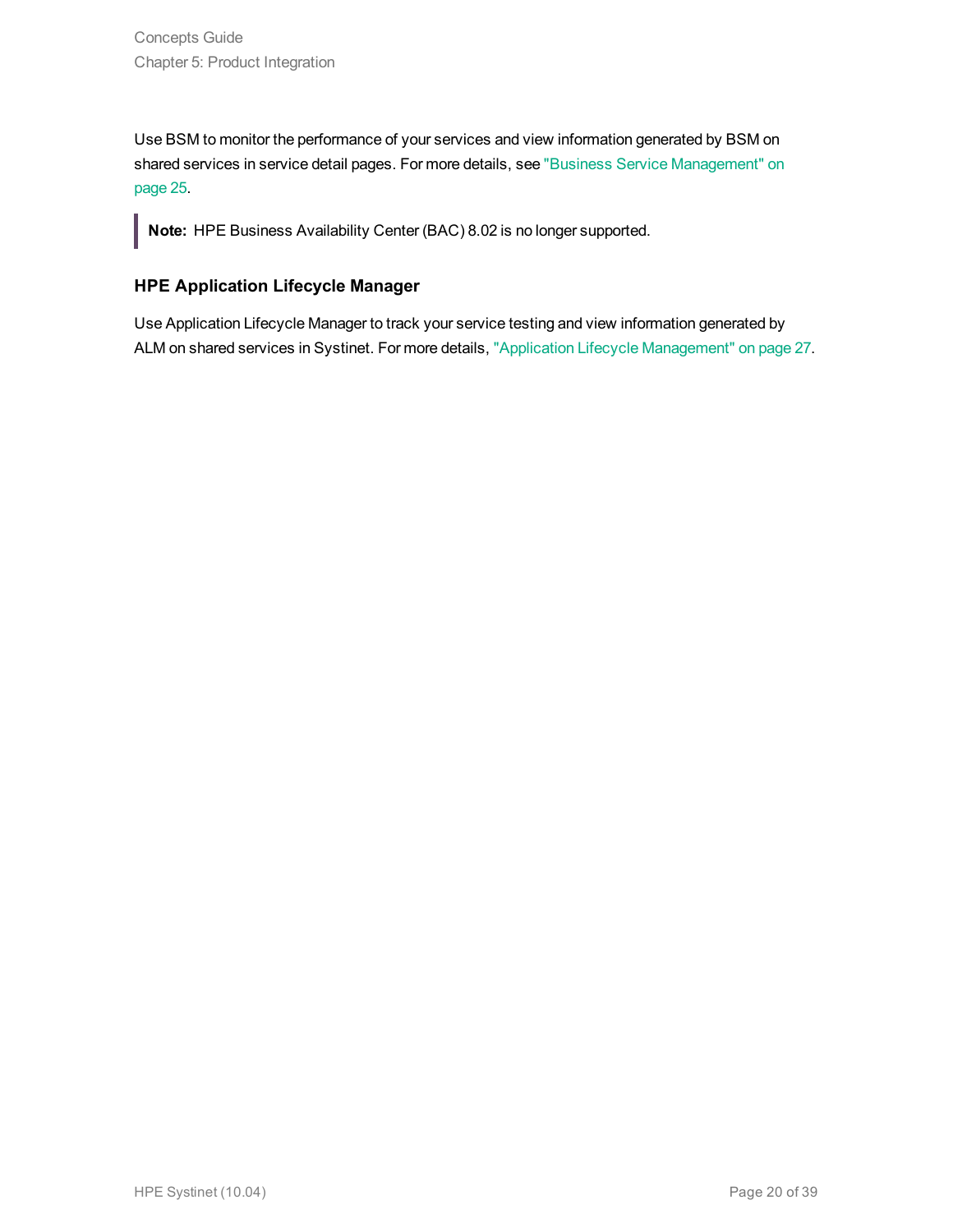Use BSM to monitor the performance of your services and view information generated by BSM on shared services in service detail pages. For more details, see "Business Service Management" on page 25.

> **Note:** HPE Business Availability Center (BAC) 8.02 is no longer supported.

### HPE Application Lifecycle Manager

Use Application Lifecycle Manager to track your service testing and view information generated by ALM on shared services in Systinet. For more details, "Application Lifecycle Management" on page 27.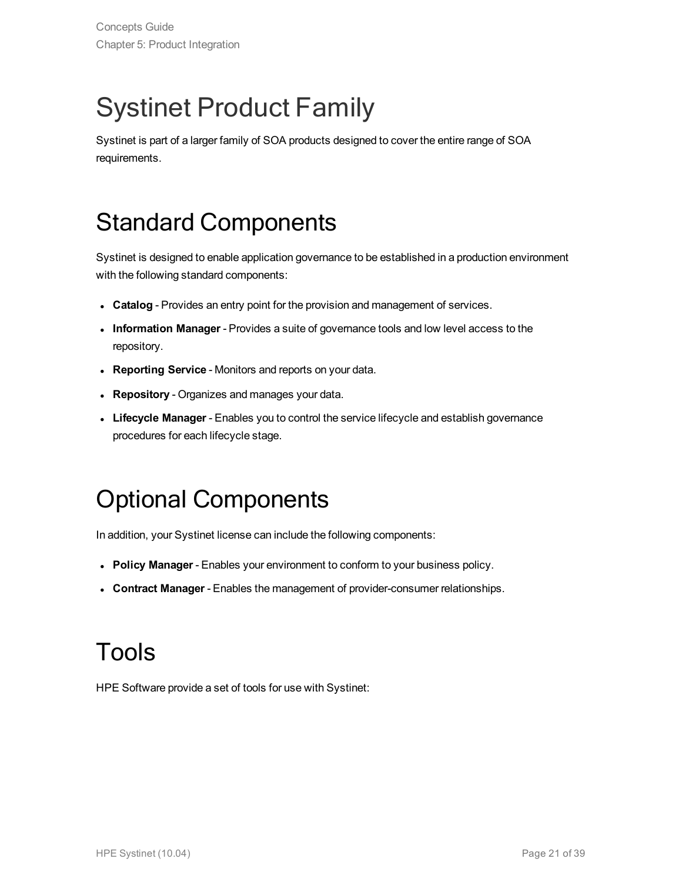# Systinet Product Family

Systinet is part of a larger family of SOA products designed to cover the entire range of SOA requirements.

## Standard Components

Systinet is designed to enable application governance to be established in a production environment with the following standard components:

- **Catalog** - Provides an entry point for the provision and management of services.
- **Information Manager** - Provides a suite of governance tools and low level access to the repository.
- **Reporting Service** - Monitors and reports on your data.
- **Repository** - Organizes and manages your data.
- **Lifecycle Manager** - Enables you to control the service lifecycle and establish governance procedures for each lifecycle stage.

## Optional Components

In addition, your Systinet license can include the following components:

- **Policy Manager** - Enables your environment to conform to your business policy.
- **Contract Manager** - Enables the management of provider-consumer relationships.

## Tools

HPE Software provide a set of tools for use with Systinet: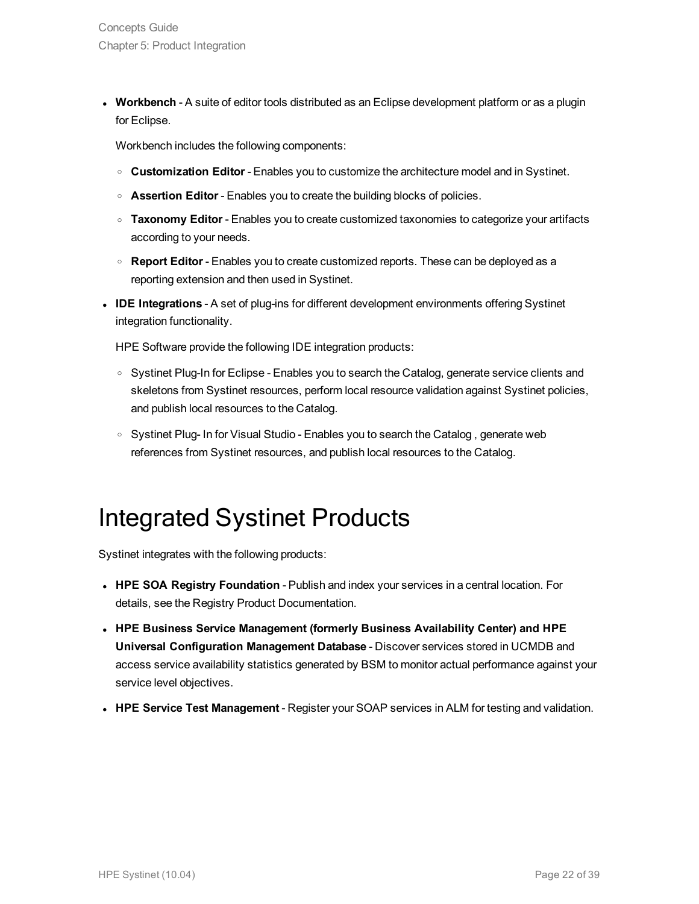- **Workbench** - A suite of editor tools distributed as an Eclipse development platform or as a plugin for Eclipse.

  Workbench includes the following components:

  - **Customization Editor** - Enables you to customize the architecture model and in Systinet.
  - **Assertion Editor** - Enables you to create the building blocks of policies.
  - **Taxonomy Editor** - Enables you to create customized taxonomies to categorize your artifacts according to your needs.
  - **Report Editor** - Enables you to create customized reports. These can be deployed as a reporting extension and then used in Systinet.

- **IDE Integrations** - A set of plug-ins for different development environments offering Systinet integration functionality.

  HPE Software provide the following IDE integration products:

  - Systinet Plug-In for Eclipse - Enables you to search the Catalog, generate service clients and skeletons from Systinet resources, perform local resource validation against Systinet policies, and publish local resources to the Catalog.
  - Systinet Plug- In for Visual Studio - Enables you to search the Catalog , generate web references from Systinet resources, and publish local resources to the Catalog.

# Integrated Systinet Products

Systinet integrates with the following products:

- **HPE SOA Registry Foundation** - Publish and index your services in a central location. For details, see the Registry Product Documentation.
- **HPE Business Service Management (formerly Business Availability Center) and HPE Universal Configuration Management Database** - Discover services stored in UCMDB and access service availability statistics generated by BSM to monitor actual performance against your service level objectives.
- **HPE Service Test Management** - Register your SOAP services in ALM for testing and validation.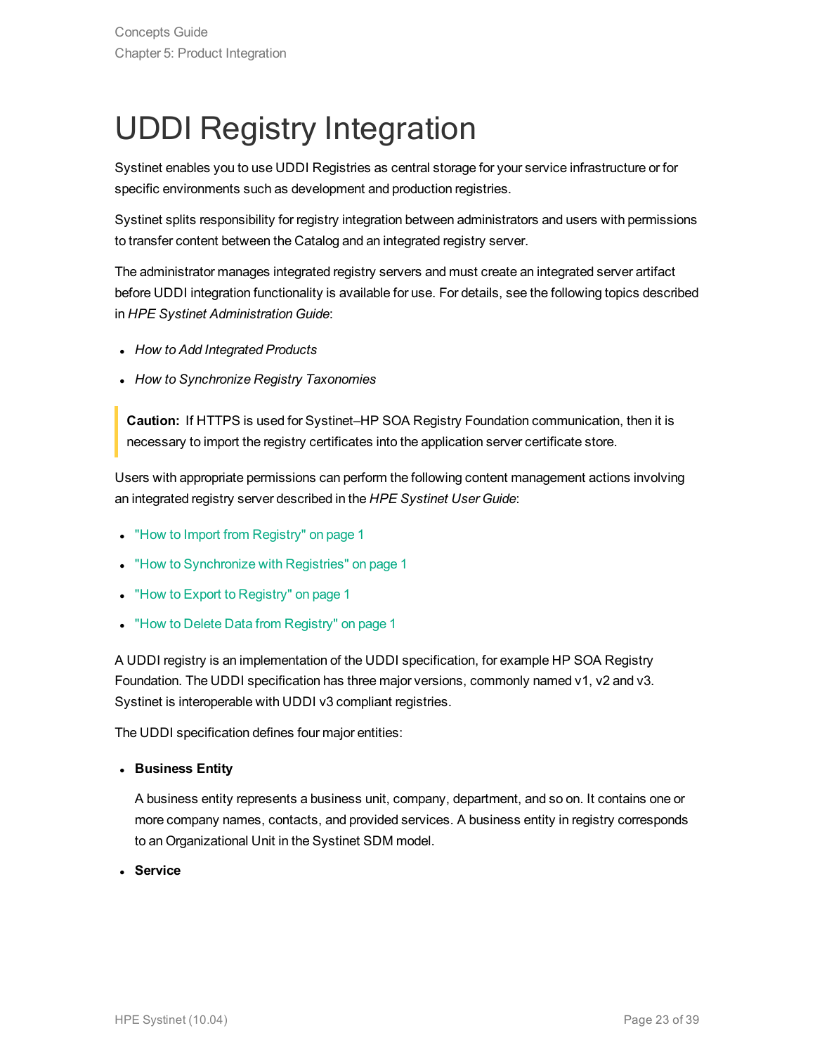# UDDI Registry Integration

Systinet enables you to use UDDI Registries as central storage for your service infrastructure or for specific environments such as development and production registries.

Systinet splits responsibility for registry integration between administrators and users with permissions to transfer content between the Catalog and an integrated registry server.

The administrator manages integrated registry servers and must create an integrated server artifact before UDDI integration functionality is available for use. For details, see the following topics described in *HPE Systinet Administration Guide*:

- *How to Add Integrated Products*
- *How to Synchronize Registry Taxonomies*

> **Caution:** If HTTPS is used for Systinet–HP SOA Registry Foundation communication, then it is necessary to import the registry certificates into the application server certificate store.

Users with appropriate permissions can perform the following content management actions involving an integrated registry server described in the *HPE Systinet User Guide*:

- "How to Import from Registry" on page 1
- "How to Synchronize with Registries" on page 1
- "How to Export to Registry" on page 1
- "How to Delete Data from Registry" on page 1

A UDDI registry is an implementation of the UDDI specification, for example HP SOA Registry Foundation. The UDDI specification has three major versions, commonly named v1, v2 and v3. Systinet is interoperable with UDDI v3 compliant registries.

The UDDI specification defines four major entities:

- **Business Entity**

  A business entity represents a business unit, company, department, and so on. It contains one or more company names, contacts, and provided services. A business entity in registry corresponds to an Organizational Unit in the Systinet SDM model.

- **Service**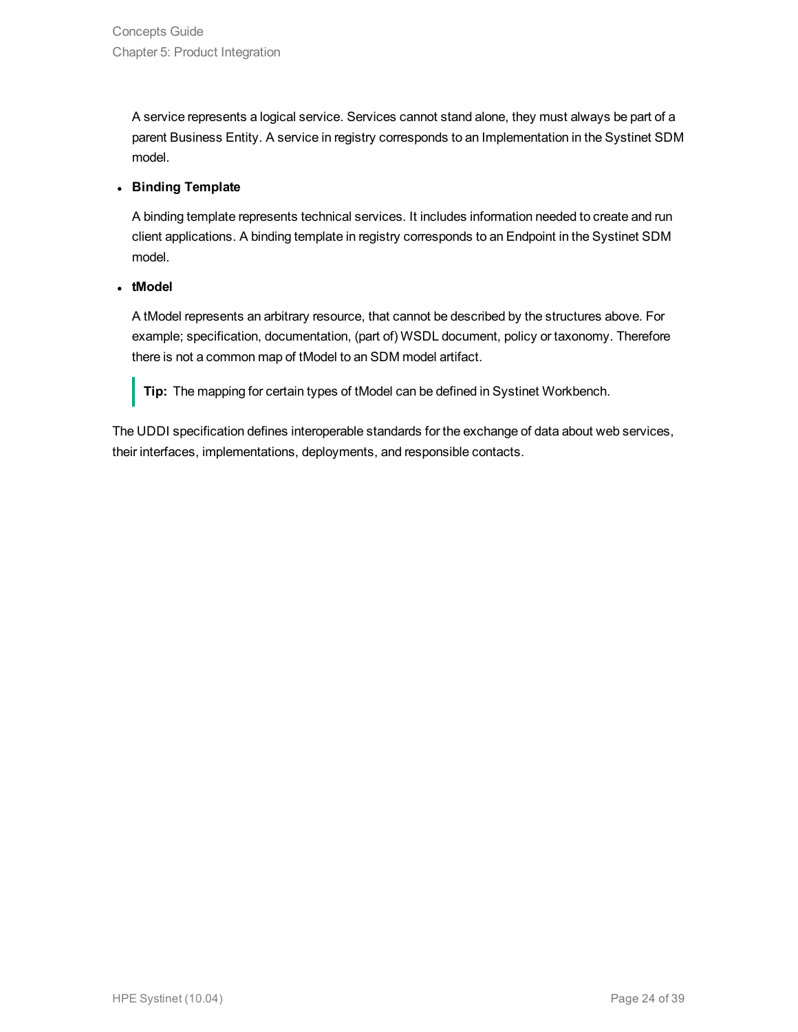A service represents a logical service. Services cannot stand alone, they must always be part of a parent Business Entity. A service in registry corresponds to an Implementation in the Systinet SDM model.

- **Binding Template**

  A binding template represents technical services. It includes information needed to create and run client applications. A binding template in registry corresponds to an Endpoint in the Systinet SDM model.

- **tModel**

  A tModel represents an arbitrary resource, that cannot be described by the structures above. For example; specification, documentation, (part of) WSDL document, policy or taxonomy. Therefore there is not a common map of tModel to an SDM model artifact.

  > **Tip:** The mapping for certain types of tModel can be defined in Systinet Workbench.

The UDDI specification defines interoperable standards for the exchange of data about web services, their interfaces, implementations, deployments, and responsible contacts.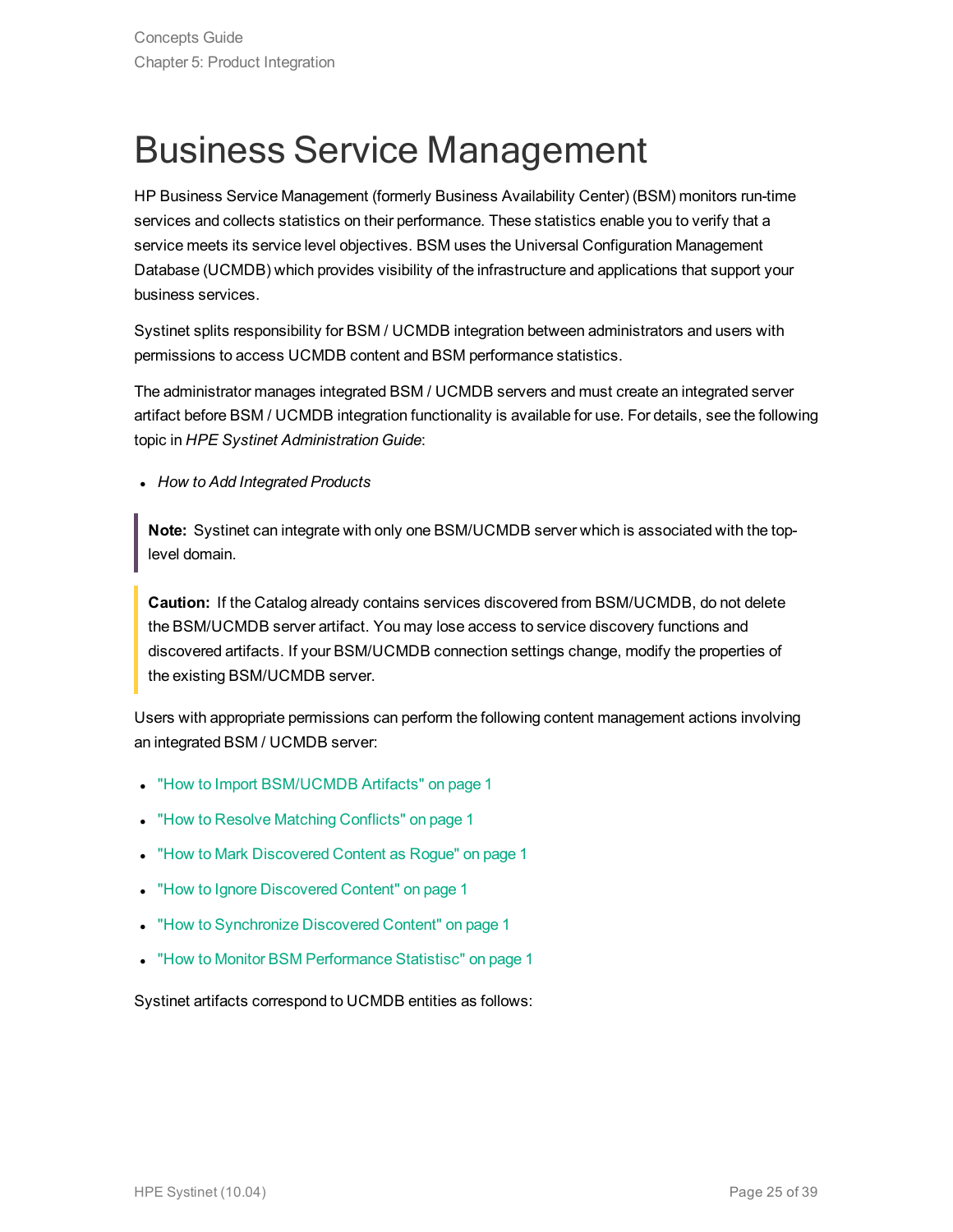# Business Service Management

HP Business Service Management (formerly Business Availability Center) (BSM) monitors run-time services and collects statistics on their performance. These statistics enable you to verify that a service meets its service level objectives. BSM uses the Universal Configuration Management Database (UCMDB) which provides visibility of the infrastructure and applications that support your business services.

Systinet splits responsibility for BSM / UCMDB integration between administrators and users with permissions to access UCMDB content and BSM performance statistics.

The administrator manages integrated BSM / UCMDB servers and must create an integrated server artifact before BSM / UCMDB integration functionality is available for use. For details, see the following topic in *HPE Systinet Administration Guide*:

- *How to Add Integrated Products*

> **Note:** Systinet can integrate with only one BSM/UCMDB server which is associated with the top-level domain.

> **Caution:** If the Catalog already contains services discovered from BSM/UCMDB, do not delete the BSM/UCMDB server artifact. You may lose access to service discovery functions and discovered artifacts. If your BSM/UCMDB connection settings change, modify the properties of the existing BSM/UCMDB server.

Users with appropriate permissions can perform the following content management actions involving an integrated BSM / UCMDB server:

- "How to Import BSM/UCMDB Artifacts" on page 1
- "How to Resolve Matching Conflicts" on page 1
- "How to Mark Discovered Content as Rogue" on page 1
- "How to Ignore Discovered Content" on page 1
- "How to Synchronize Discovered Content" on page 1
- "How to Monitor BSM Performance Statistisc" on page 1

Systinet artifacts correspond to UCMDB entities as follows: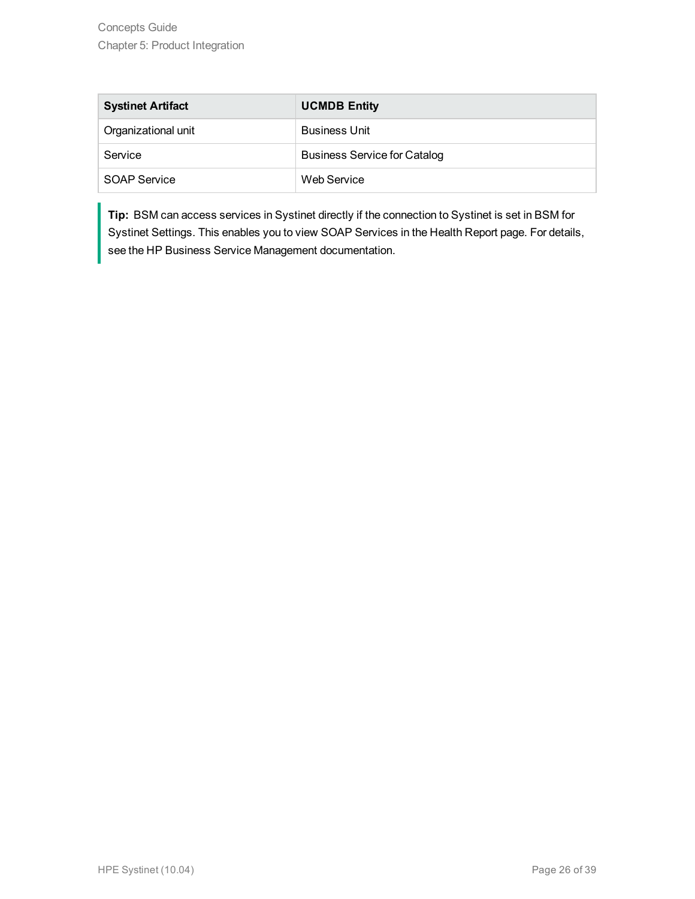| Systinet Artifact | UCMDB Entity |
| --- | --- |
| Organizational unit | Business Unit |
| Service | Business Service for Catalog |
| SOAP Service | Web Service |

**Tip:** BSM can access services in Systinet directly if the connection to Systinet is set in BSM for Systinet Settings. This enables you to view SOAP Services in the Health Report page. For details, see the HP Business Service Management documentation.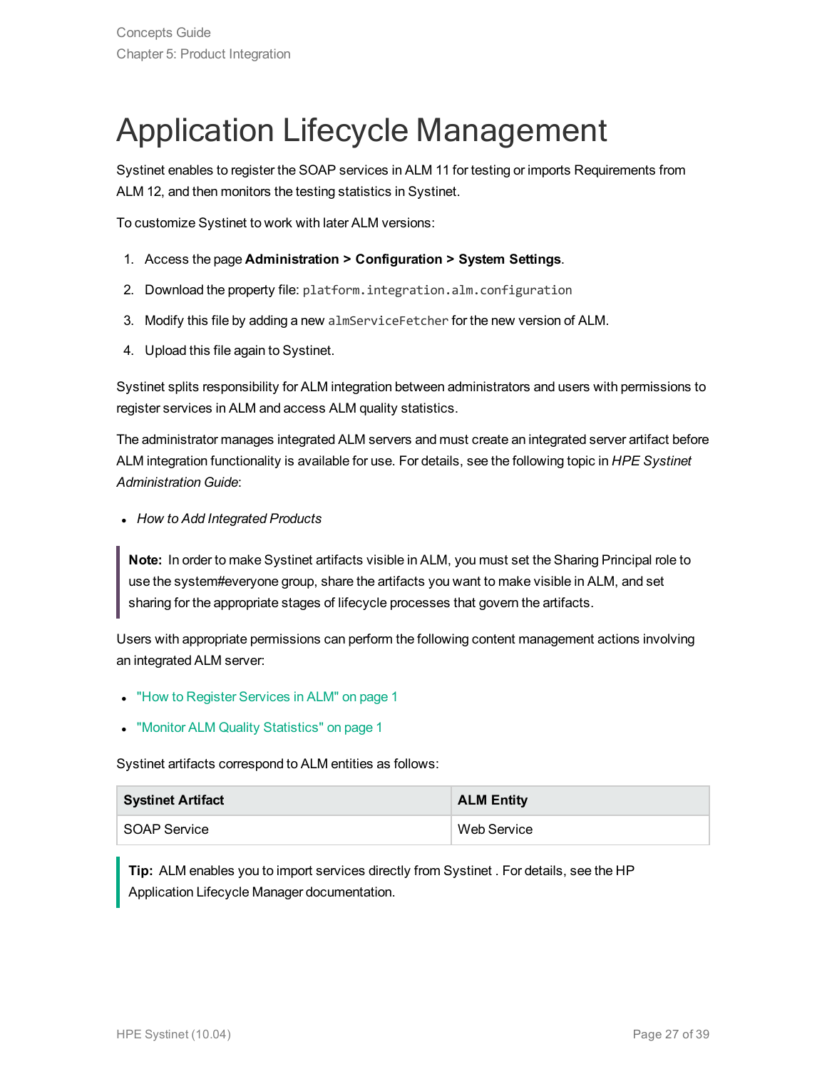# Application Lifecycle Management

Systinet enables to register the SOAP services in ALM 11 for testing or imports Requirements from ALM 12, and then monitors the testing statistics in Systinet.

To customize Systinet to work with later ALM versions:

1. Access the page **Administration > Configuration > System Settings**.
2. Download the property file: `platform.integration.alm.configuration`
3. Modify this file by adding a new `almServiceFetcher` for the new version of ALM.
4. Upload this file again to Systinet.

Systinet splits responsibility for ALM integration between administrators and users with permissions to register services in ALM and access ALM quality statistics.

The administrator manages integrated ALM servers and must create an integrated server artifact before ALM integration functionality is available for use. For details, see the following topic in *HPE Systinet Administration Guide*:

- *How to Add Integrated Products*

> **Note:** In order to make Systinet artifacts visible in ALM, you must set the Sharing Principal role to use the system#everyone group, share the artifacts you want to make visible in ALM, and set sharing for the appropriate stages of lifecycle processes that govern the artifacts.

Users with appropriate permissions can perform the following content management actions involving an integrated ALM server:

- "How to Register Services in ALM" on page 1
- "Monitor ALM Quality Statistics" on page 1

Systinet artifacts correspond to ALM entities as follows:

| Systinet Artifact | ALM Entity |
|---|---|
| SOAP Service | Web Service |

> **Tip:** ALM enables you to import services directly from Systinet . For details, see the HP Application Lifecycle Manager documentation.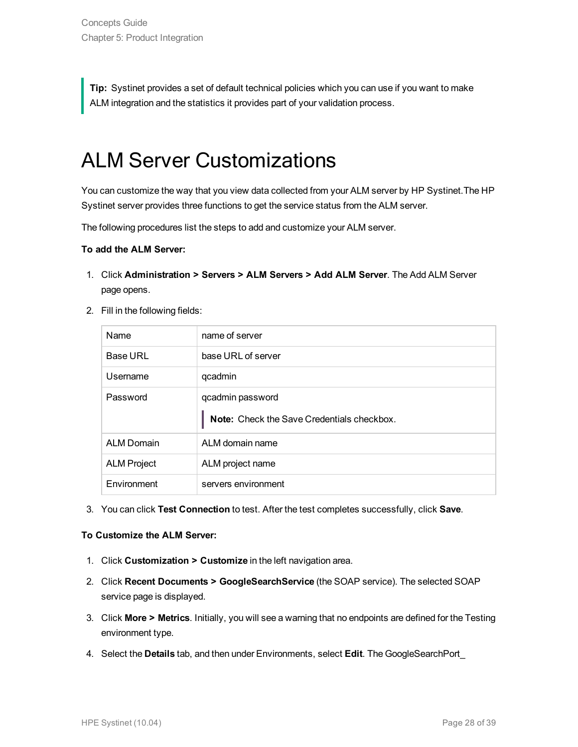> **Tip:** Systinet provides a set of default technical policies which you can use if you want to make ALM integration and the statistics it provides part of your validation process.

# ALM Server Customizations

You can customize the way that you view data collected from your ALM server by HP Systinet. The HP Systinet server provides three functions to get the service status from the ALM server.

The following procedures list the steps to add and customize your ALM server.

**To add the ALM Server:**

1. Click **Administration > Servers > ALM Servers > Add ALM Server**. The Add ALM Server page opens.
2. Fill in the following fields:

| | |
|---|---|
| Name | name of server |
| Base URL | base URL of server |
| Username | qcadmin |
| Password | qcadmin password<br>**Note:** Check the Save Credentials checkbox. |
| ALM Domain | ALM domain name |
| ALM Project | ALM project name |
| Environment | servers environment |

3. You can click **Test Connection** to test. After the test completes successfully, click **Save**.

**To Customize the ALM Server:**

1. Click **Customization > Customize** in the left navigation area.
2. Click **Recent Documents > GoogleSearchService** (the SOAP service). The selected SOAP service page is displayed.
3. Click **More > Metrics**. Initially, you will see a warning that no endpoints are defined for the Testing environment type.
4. Select the **Details** tab, and then under Environments, select **Edit**. The GoogleSearchPort_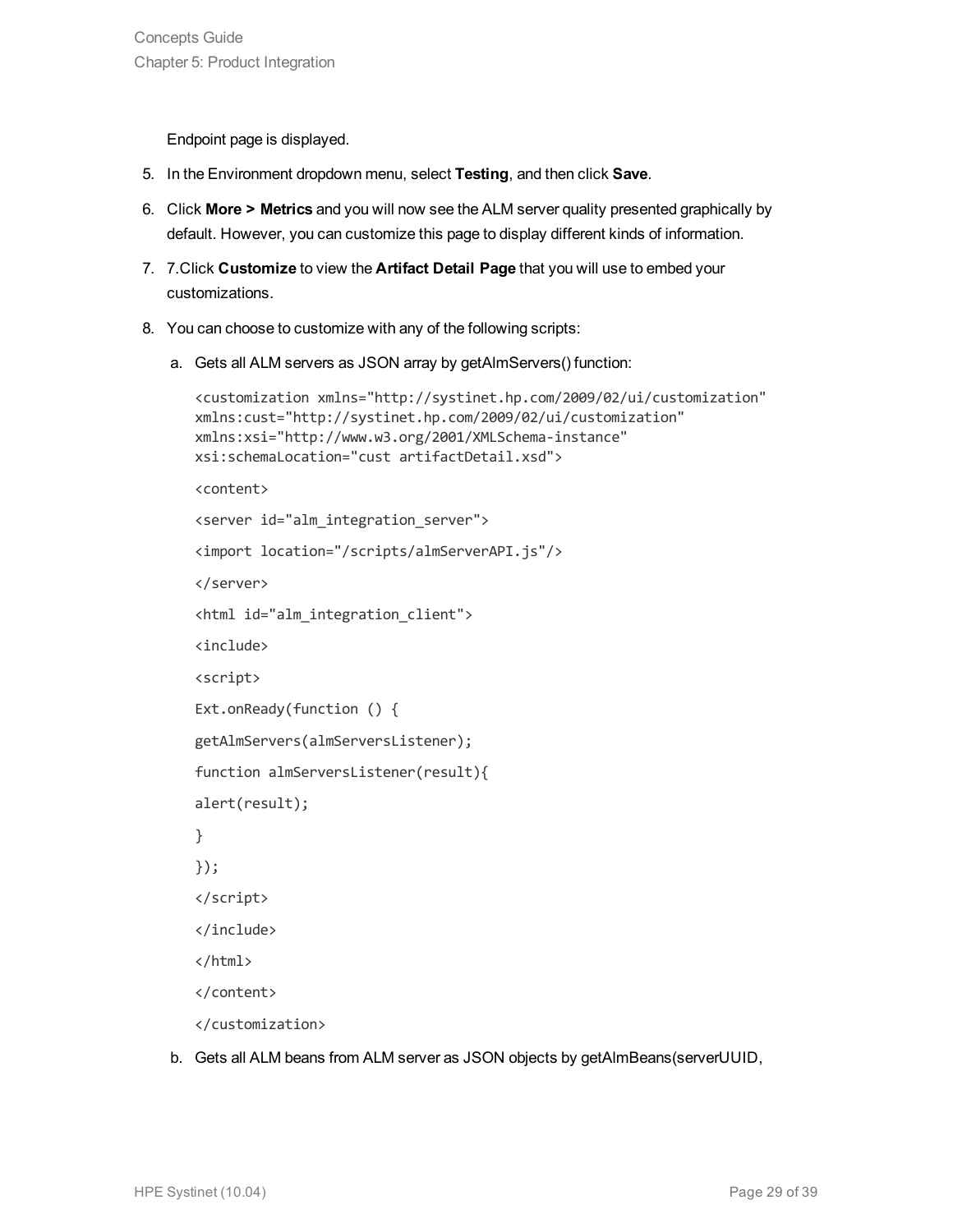Endpoint page is displayed.

5. In the Environment dropdown menu, select **Testing**, and then click **Save**.
6. Click **More > Metrics** and you will now see the ALM server quality presented graphically by default. However, you can customize this page to display different kinds of information.
7. 7.Click **Customize** to view the **Artifact Detail Page** that you will use to embed your customizations.
8. You can choose to customize with any of the following scripts:

   a. Gets all ALM servers as JSON array by getAlmServers() function:

   ```
   <customization xmlns="http://systinet.hp.com/2009/02/ui/customization"
   xmlns:cust="http://systinet.hp.com/2009/02/ui/customization"
   xmlns:xsi="http://www.w3.org/2001/XMLSchema-instance"
   xsi:schemaLocation="cust artifactDetail.xsd">

   <content>

   <server id="alm_integration_server">

   <import location="/scripts/almServerAPI.js"/>

   </server>

   <html id="alm_integration_client">

   <include>

   <script>

   Ext.onReady(function () {

   getAlmServers(almServersListener);

   function almServersListener(result){

   alert(result);

   }

   });

   </script>

   </include>

   </html>

   </content>

   </customization>
   ```

   b. Gets all ALM beans from ALM server as JSON objects by getAlmBeans(serverUUID,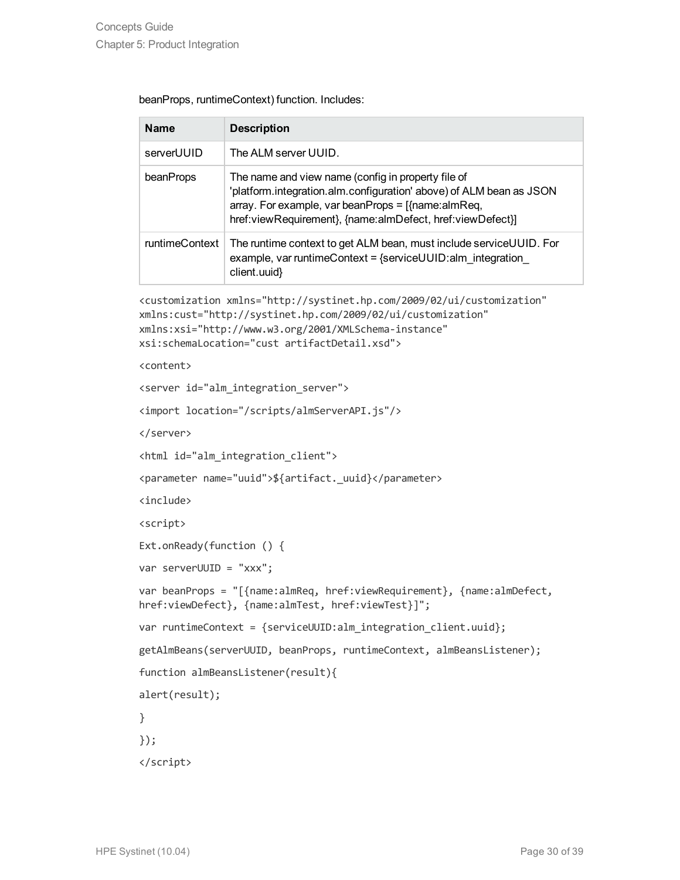beanProps, runtimeContext) function. Includes:

| Name | Description |
|---|---|
| serverUUID | The ALM server UUID. |
| beanProps | The name and view name (config in property file of 'platform.integration.alm.configuration' above) of ALM bean as JSON array. For example, var beanProps = [{name:almReq, href:viewRequirement}, {name:almDefect, href:viewDefect}] |
| runtimeContext | The runtime context to get ALM bean, must include serviceUUID. For example, var runtimeContext = {serviceUUID:alm_integration_client.uuid} |

```
<customization xmlns="http://systinet.hp.com/2009/02/ui/customization"
xmlns:cust="http://systinet.hp.com/2009/02/ui/customization"
xmlns:xsi="http://www.w3.org/2001/XMLSchema-instance"
xsi:schemaLocation="cust artifactDetail.xsd">

<content>

<server id="alm_integration_server">

<import location="/scripts/almServerAPI.js"/>

</server>

<html id="alm_integration_client">

<parameter name="uuid">${artifact._uuid}</parameter>

<include>

<script>

Ext.onReady(function () {

var serverUUID = "xxx";

var beanProps = "[{name:almReq, href:viewRequirement}, {name:almDefect,
href:viewDefect}, {name:almTest, href:viewTest}]";

var runtimeContext = {serviceUUID:alm_integration_client.uuid};

getAlmBeans(serverUUID, beanProps, runtimeContext, almBeansListener);

function almBeansListener(result){

alert(result);

}

});

</script>
```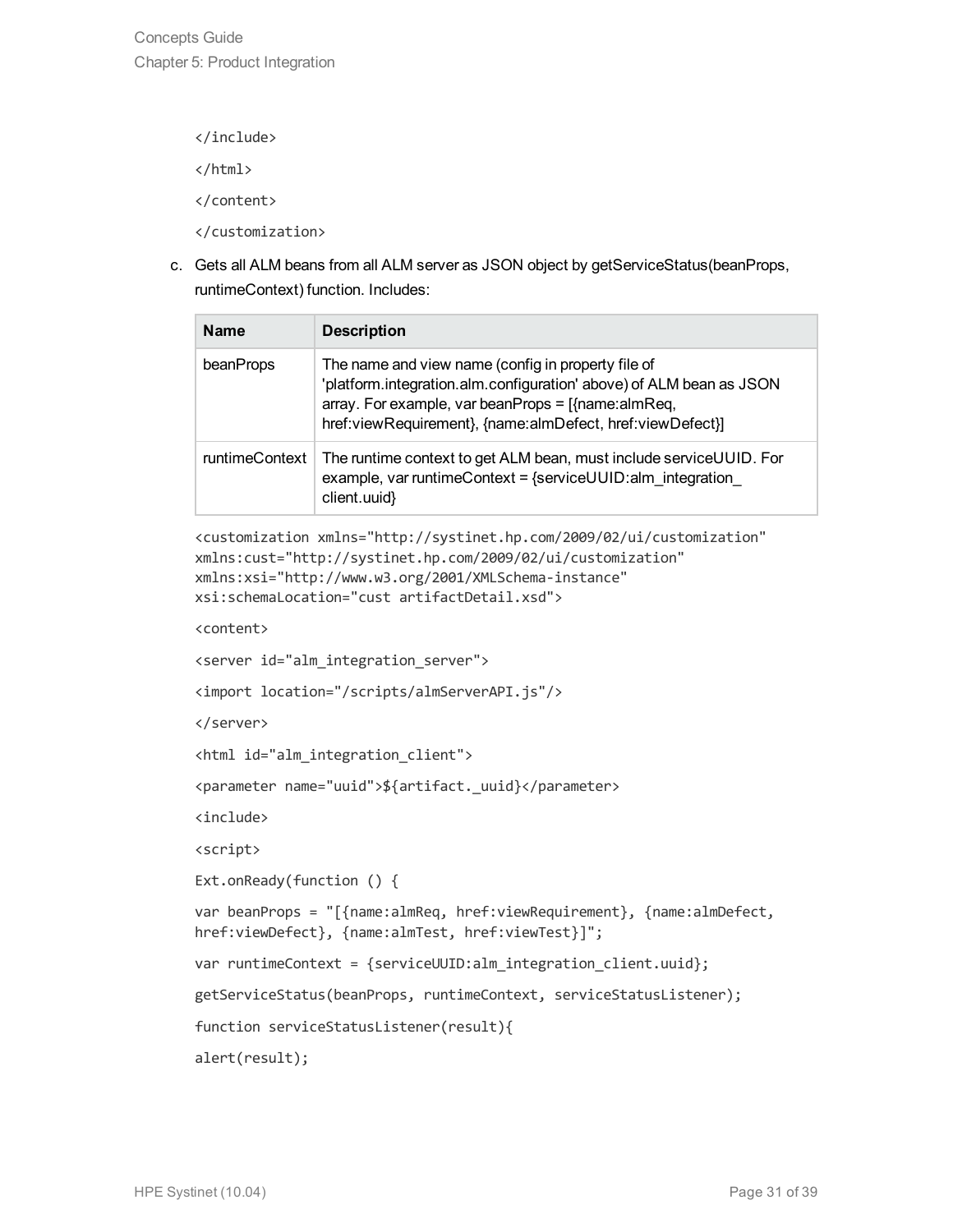```
</include>

</html>

</content>

</customization>
```

c. Gets all ALM beans from all ALM server as JSON object by getServiceStatus(beanProps, runtimeContext) function. Includes:

| Name | Description |
| --- | --- |
| beanProps | The name and view name (config in property file of 'platform.integration.alm.configuration' above) of ALM bean as JSON array. For example, var beanProps = [{name:almReq, href:viewRequirement}, {name:almDefect, href:viewDefect}] |
| runtimeContext | The runtime context to get ALM bean, must include serviceUUID. For example, var runtimeContext = {serviceUUID:alm_integration_client.uuid} |

```
<customization xmlns="http://systinet.hp.com/2009/02/ui/customization"
xmlns:cust="http://systinet.hp.com/2009/02/ui/customization"
xmlns:xsi="http://www.w3.org/2001/XMLSchema-instance"
xsi:schemaLocation="cust artifactDetail.xsd">

<content>

<server id="alm_integration_server">

<import location="/scripts/almServerAPI.js"/>

</server>

<html id="alm_integration_client">

<parameter name="uuid">${artifact._uuid}</parameter>

<include>

<script>

Ext.onReady(function () {

var beanProps = "[{name:almReq, href:viewRequirement}, {name:almDefect,
href:viewDefect}, {name:almTest, href:viewTest}]";

var runtimeContext = {serviceUUID:alm_integration_client.uuid};

getServiceStatus(beanProps, runtimeContext, serviceStatusListener);

function serviceStatusListener(result){

alert(result);
```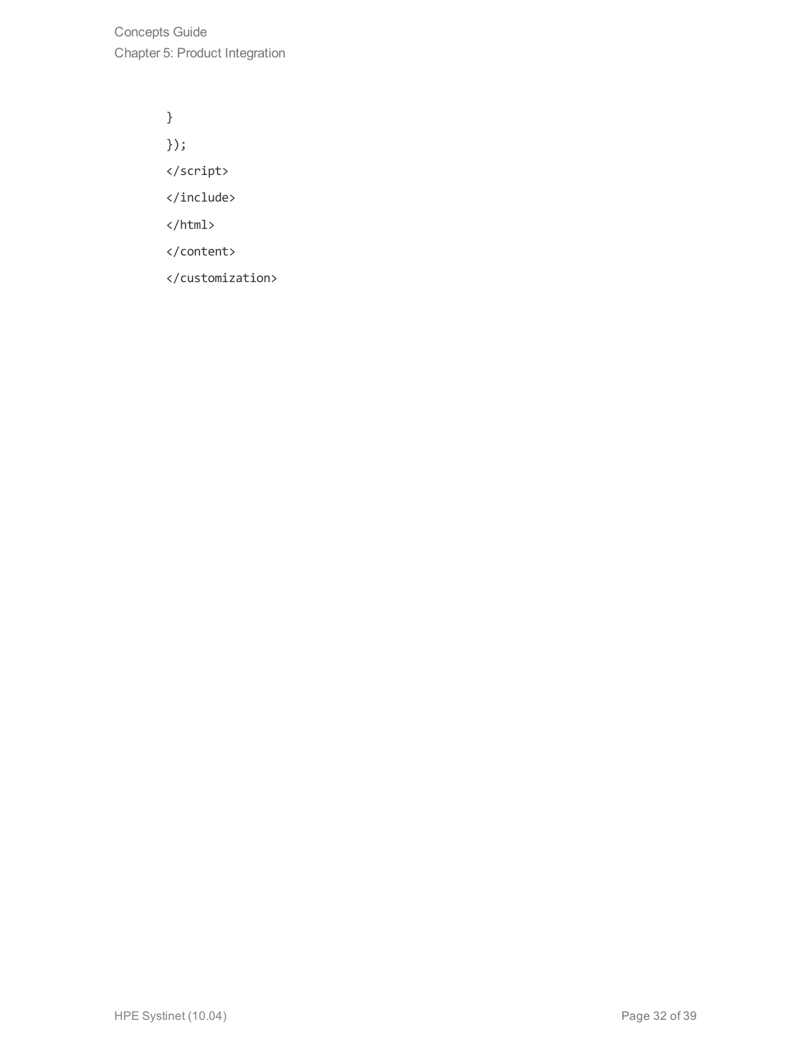```
}
});
</script>
</include>
</html>
</content>
</customization>
```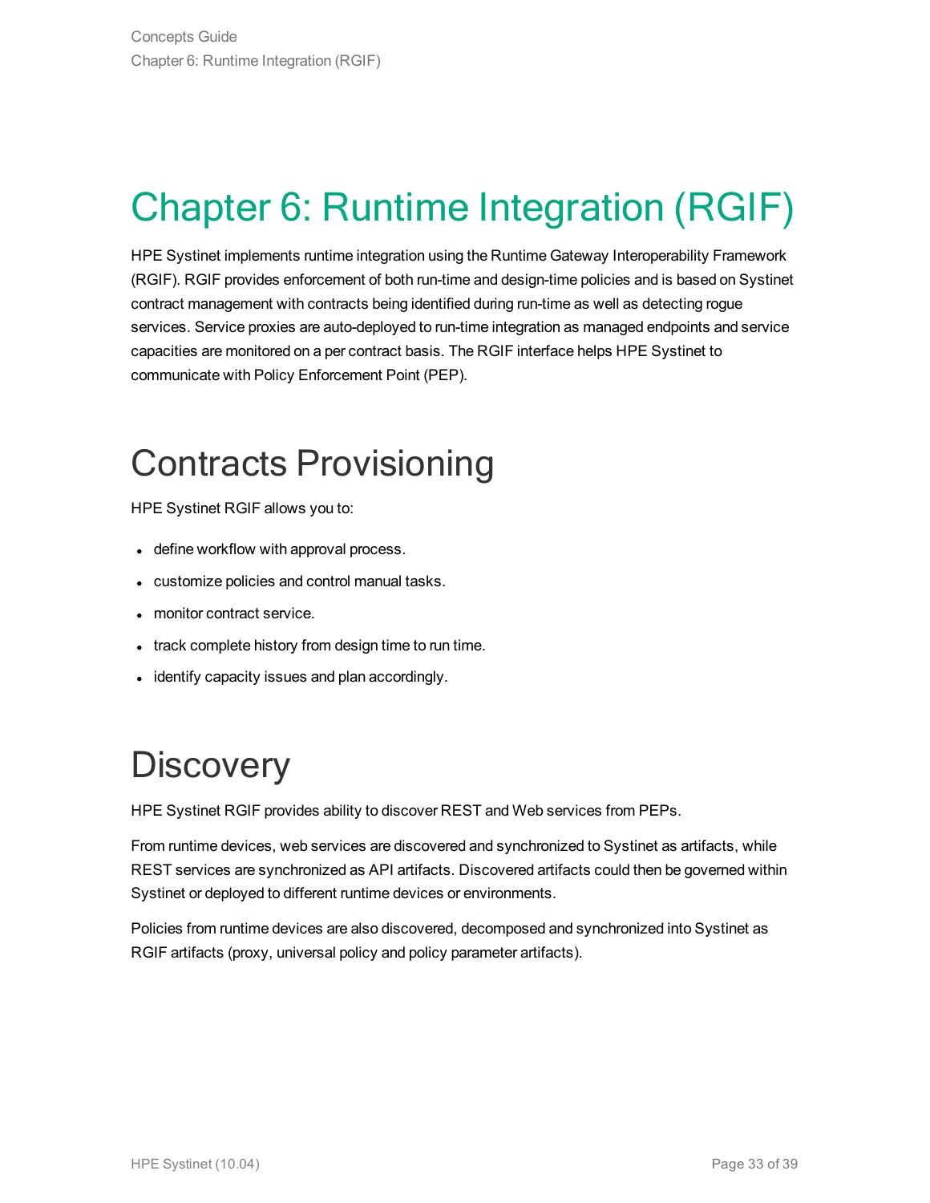# Chapter 6: Runtime Integration (RGIF)

HPE Systinet implements runtime integration using the Runtime Gateway Interoperability Framework (RGIF). RGIF provides enforcement of both run-time and design-time policies and is based on Systinet contract management with contracts being identified during run-time as well as detecting rogue services. Service proxies are auto-deployed to run-time integration as managed endpoints and service capacities are monitored on a per contract basis. The RGIF interface helps HPE Systinet to communicate with Policy Enforcement Point (PEP).

## Contracts Provisioning

HPE Systinet RGIF allows you to:

- define workflow with approval process.
- customize policies and control manual tasks.
- monitor contract service.
- track complete history from design time to run time.
- identify capacity issues and plan accordingly.

## Discovery

HPE Systinet RGIF provides ability to discover REST and Web services from PEPs.

From runtime devices, web services are discovered and synchronized to Systinet as artifacts, while REST services are synchronized as API artifacts. Discovered artifacts could then be governed within Systinet or deployed to different runtime devices or environments.

Policies from runtime devices are also discovered, decomposed and synchronized into Systinet as RGIF artifacts (proxy, universal policy and policy parameter artifacts).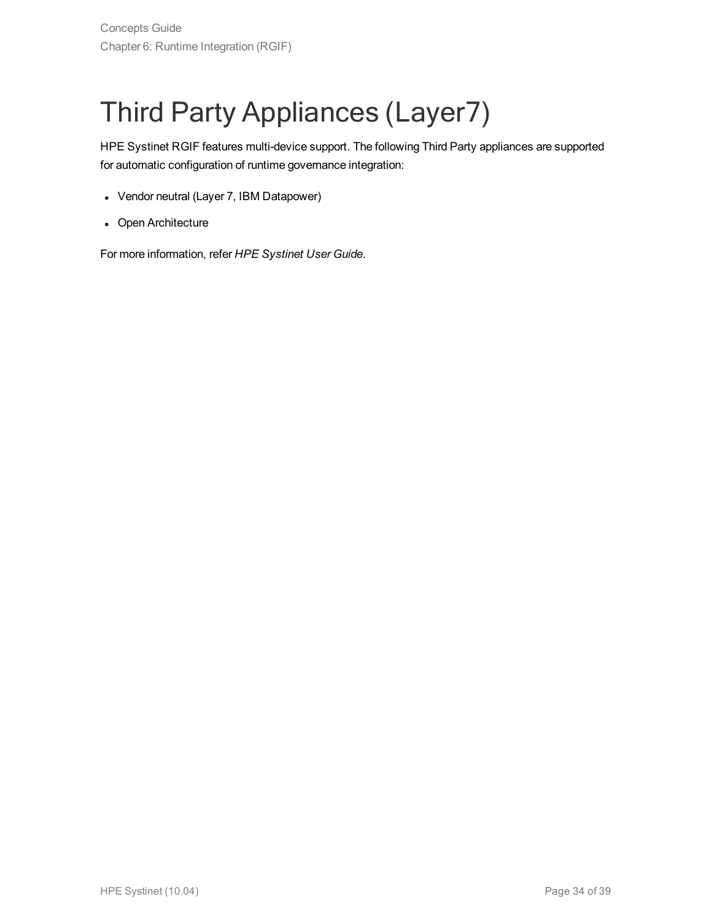# Third Party Appliances (Layer7)

HPE Systinet RGIF features multi-device support. The following Third Party appliances are supported for automatic configuration of runtime governance integration:

- Vendor neutral (Layer 7, IBM Datapower)
- Open Architecture

For more information, refer *HPE Systinet User Guide*.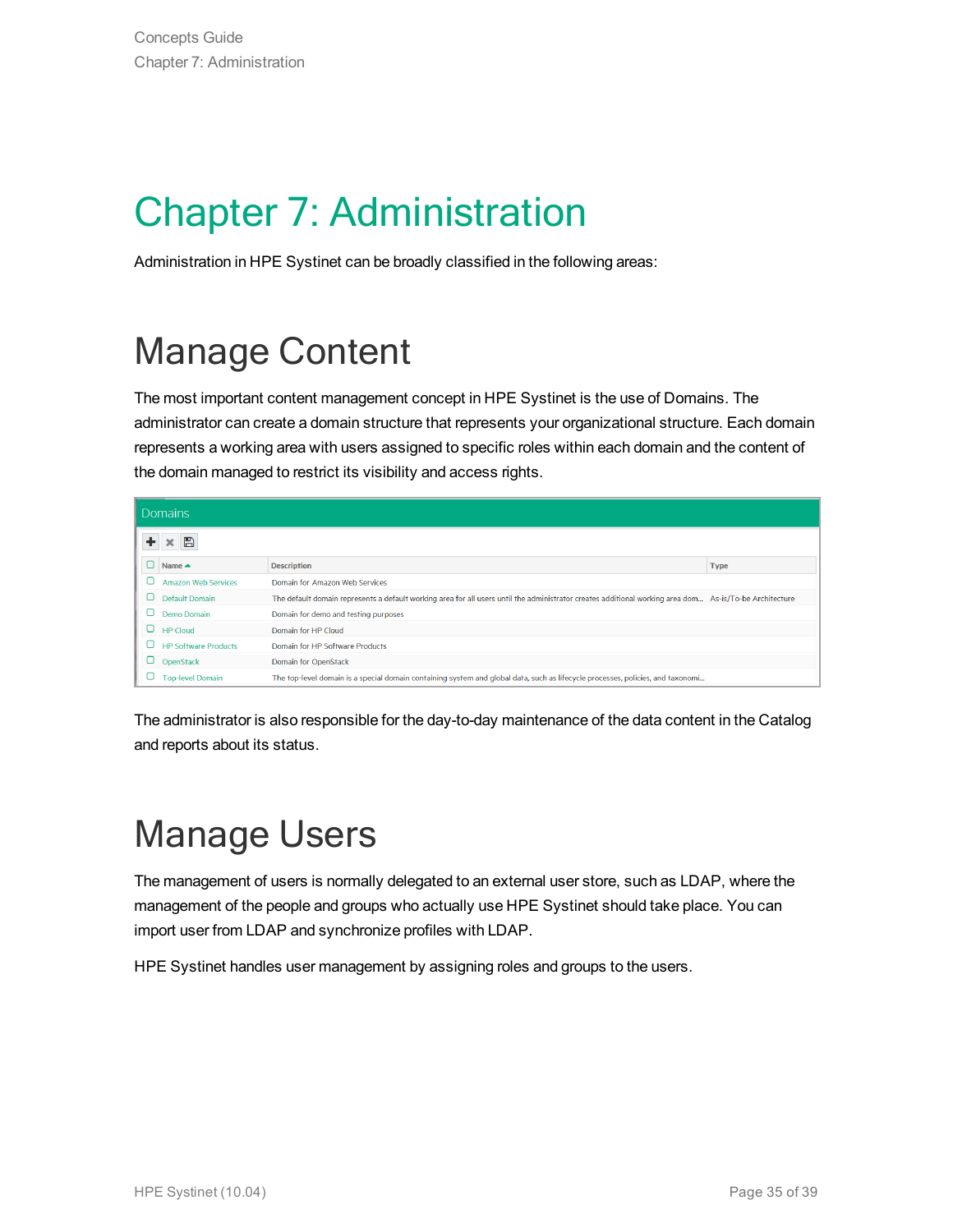# Chapter 7: Administration

Administration in HPE Systinet can be broadly classified in the following areas:

## Manage Content

The most important content management concept in HPE Systinet is the use of Domains. The administrator can create a domain structure that represents your organizational structure. Each domain represents a working area with users assigned to specific roles within each domain and the content of the domain managed to restrict its visibility and access rights.

**Domains**

| Name | Description | Type |
|---|---|---|
| Amazon Web Services | Domain for Amazon Web Services | |
| Default Domain | The default domain represents a default working area for all users until the administrator creates additional working area dom... | As-is/To-be Architecture |
| Demo Domain | Domain for demo and testing purposes | |
| HP Cloud | Domain for HP Cloud | |
| HP Software Products | Domain for HP Software Products | |
| OpenStack | Domain for OpenStack | |
| Top-level Domain | The top-level domain is a special domain containing system and global data, such as lifecycle processes, policies, and taxonomi... | |

The administrator is also responsible for the day-to-day maintenance of the data content in the Catalog and reports about its status.

## Manage Users

The management of users is normally delegated to an external user store, such as LDAP, where the management of the people and groups who actually use HPE Systinet should take place. You can import user from LDAP and synchronize profiles with LDAP.

HPE Systinet handles user management by assigning roles and groups to the users.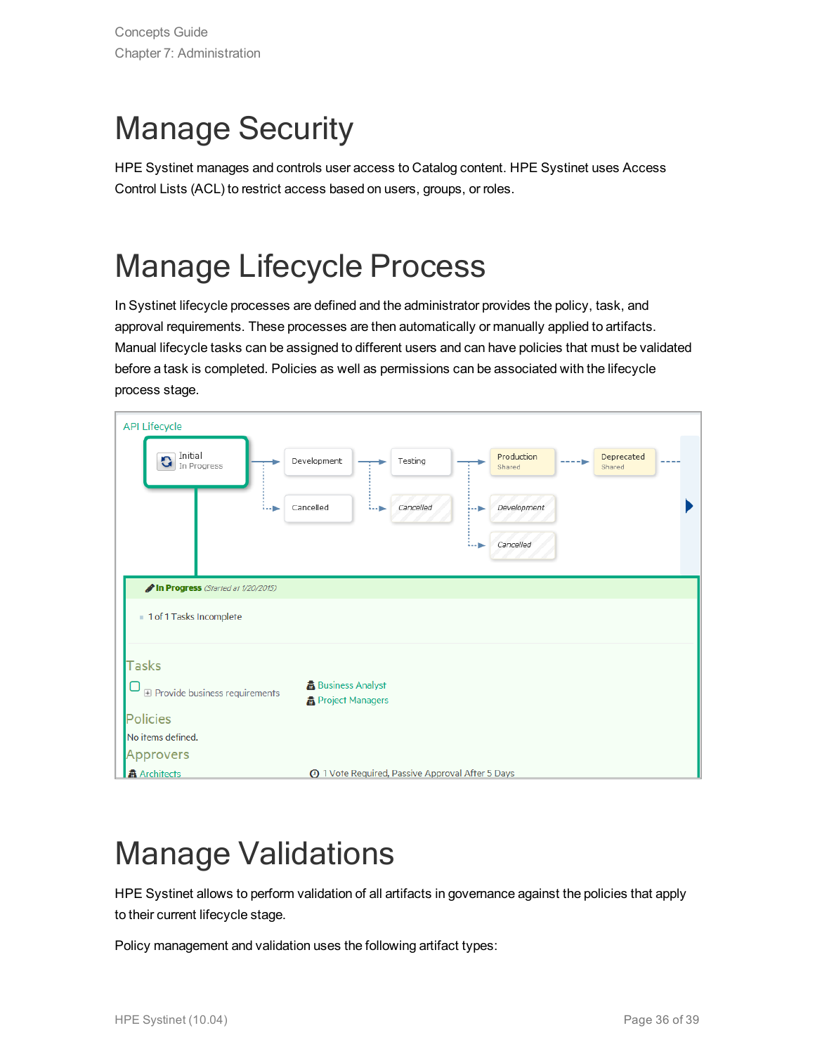# Manage Security

HPE Systinet manages and controls user access to Catalog content. HPE Systinet uses Access Control Lists (ACL) to restrict access based on users, groups, or roles.

# Manage Lifecycle Process

In Systinet lifecycle processes are defined and the administrator provides the policy, task, and approval requirements. These processes are then automatically or manually applied to artifacts. Manual lifecycle tasks can be assigned to different users and can have policies that must be validated before a task is completed. Policies as well as permissions can be associated with the lifecycle process stage.

# Manage Validations

HPE Systinet allows to perform validation of all artifacts in governance against the policies that apply to their current lifecycle stage.

Policy management and validation uses the following artifact types: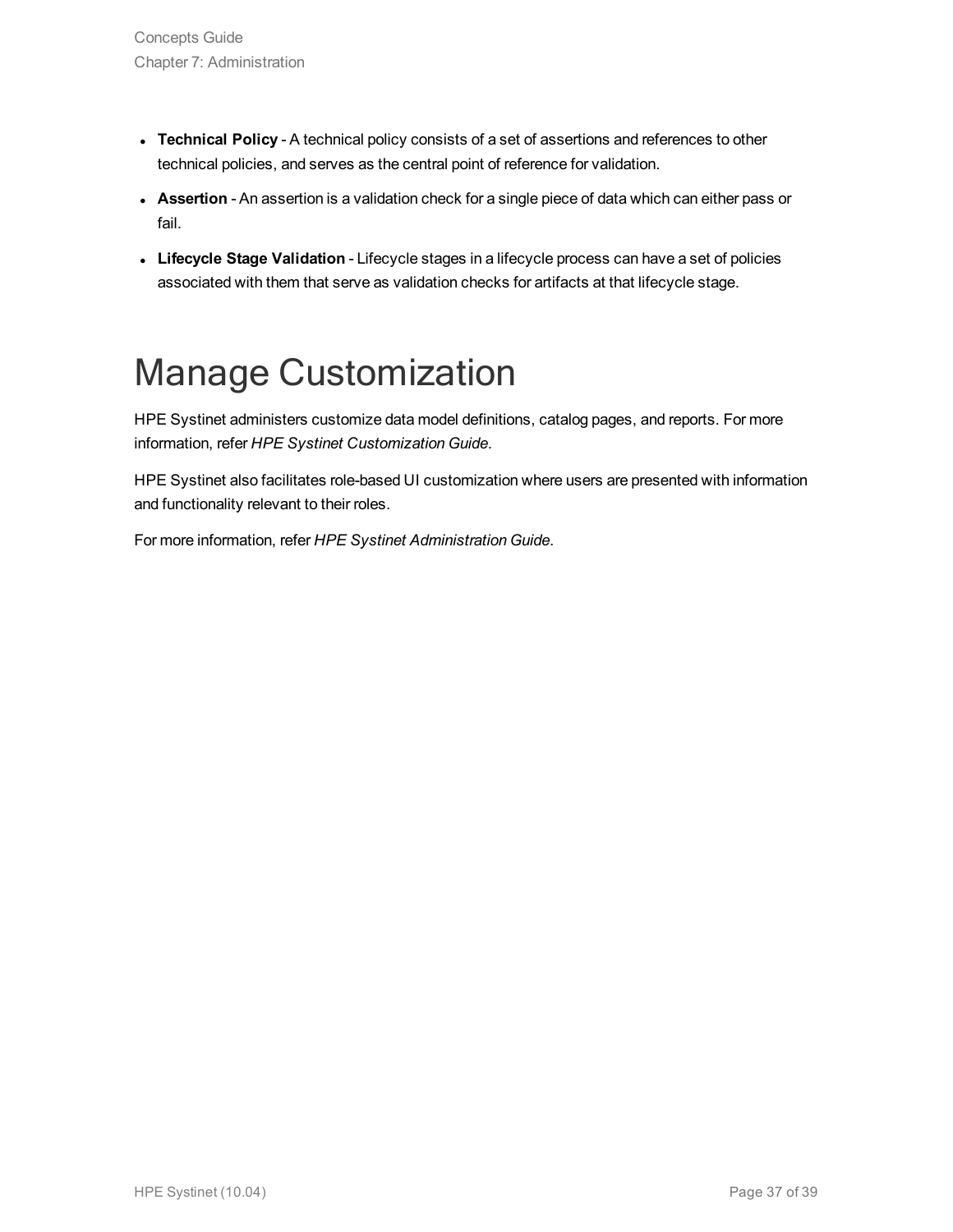- **Technical Policy** - A technical policy consists of a set of assertions and references to other technical policies, and serves as the central point of reference for validation.
- **Assertion** - An assertion is a validation check for a single piece of data which can either pass or fail.
- **Lifecycle Stage Validation** - Lifecycle stages in a lifecycle process can have a set of policies associated with them that serve as validation checks for artifacts at that lifecycle stage.

# Manage Customization

HPE Systinet administers customize data model definitions, catalog pages, and reports. For more information, refer *HPE Systinet Customization Guide*.

HPE Systinet also facilitates role-based UI customization where users are presented with information and functionality relevant to their roles.

For more information, refer *HPE Systinet Administration Guide*.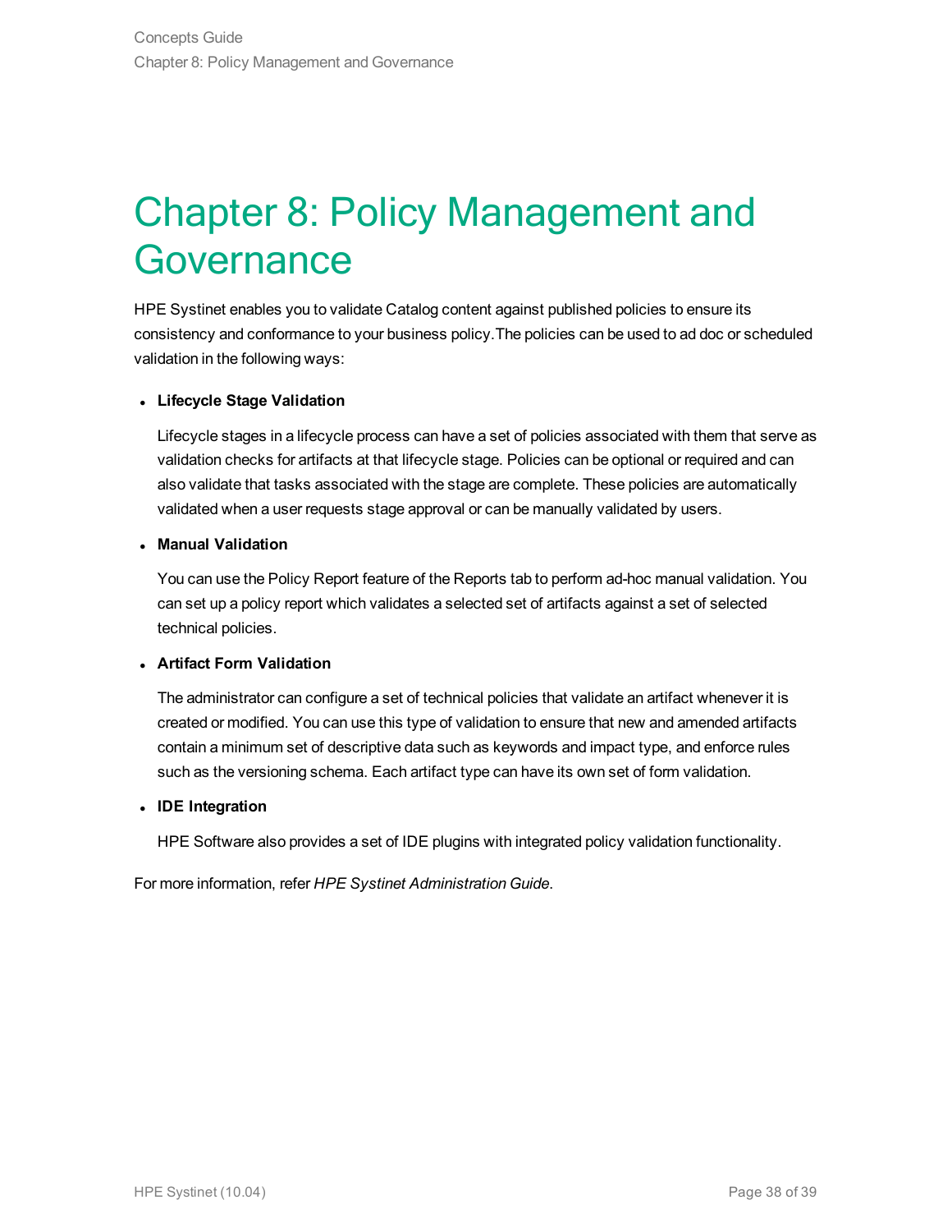# Chapter 8: Policy Management and Governance

HPE Systinet enables you to validate Catalog content against published policies to ensure its consistency and conformance to your business policy.The policies can be used to ad doc or scheduled validation in the following ways:

- **Lifecycle Stage Validation**

  Lifecycle stages in a lifecycle process can have a set of policies associated with them that serve as validation checks for artifacts at that lifecycle stage. Policies can be optional or required and can also validate that tasks associated with the stage are complete. These policies are automatically validated when a user requests stage approval or can be manually validated by users.

- **Manual Validation**

  You can use the Policy Report feature of the Reports tab to perform ad-hoc manual validation. You can set up a policy report which validates a selected set of artifacts against a set of selected technical policies.

- **Artifact Form Validation**

  The administrator can configure a set of technical policies that validate an artifact whenever it is created or modified. You can use this type of validation to ensure that new and amended artifacts contain a minimum set of descriptive data such as keywords and impact type, and enforce rules such as the versioning schema. Each artifact type can have its own set of form validation.

- **IDE Integration**

  HPE Software also provides a set of IDE plugins with integrated policy validation functionality.

For more information, refer *HPE Systinet Administration Guide*.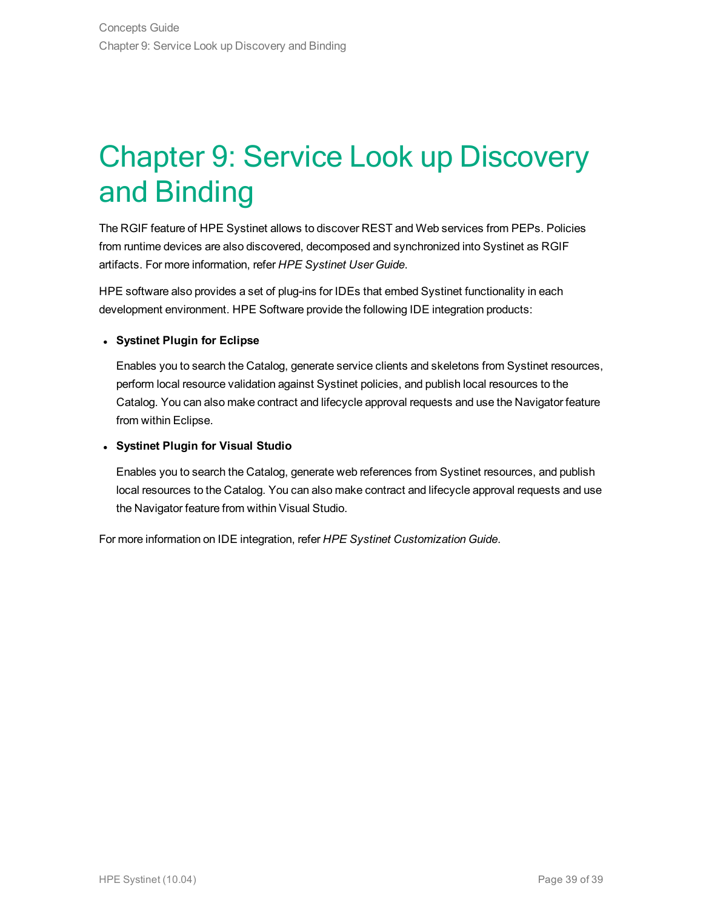# Chapter 9: Service Look up Discovery and Binding

The RGIF feature of HPE Systinet allows to discover REST and Web services from PEPs. Policies from runtime devices are also discovered, decomposed and synchronized into Systinet as RGIF artifacts. For more information, refer *HPE Systinet User Guide*.

HPE software also provides a set of plug-ins for IDEs that embed Systinet functionality in each development environment. HPE Software provide the following IDE integration products:

- **Systinet Plugin for Eclipse**

  Enables you to search the Catalog, generate service clients and skeletons from Systinet resources, perform local resource validation against Systinet policies, and publish local resources to the Catalog. You can also make contract and lifecycle approval requests and use the Navigator feature from within Eclipse.

- **Systinet Plugin for Visual Studio**

  Enables you to search the Catalog, generate web references from Systinet resources, and publish local resources to the Catalog. You can also make contract and lifecycle approval requests and use the Navigator feature from within Visual Studio.

For more information on IDE integration, refer *HPE Systinet Customization Guide*.